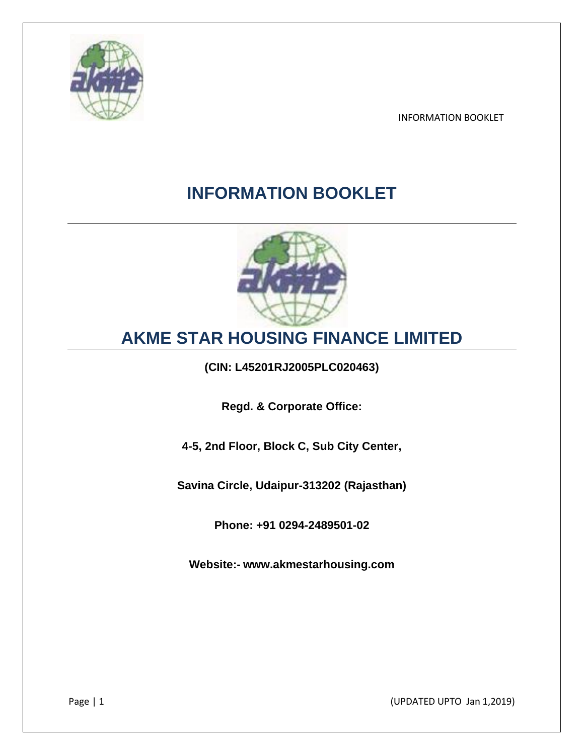# INFORMATION BOOKLET

# AKME STAR HOUSING FINANCE LIMITED

**(CIN: L45201RJ2005PLC020463)**

**Regd. & Corporate Office:**

**4-5, 2nd Floor, Block C, Sub City Center,**

**Savina Circle, Udaipur-313202 (Rajasthan)**

**Phone: +91 0294-2489501-02**

**Website:- www.akmestarhousing.com**

(UPDATED UPTO Jan 1,2019)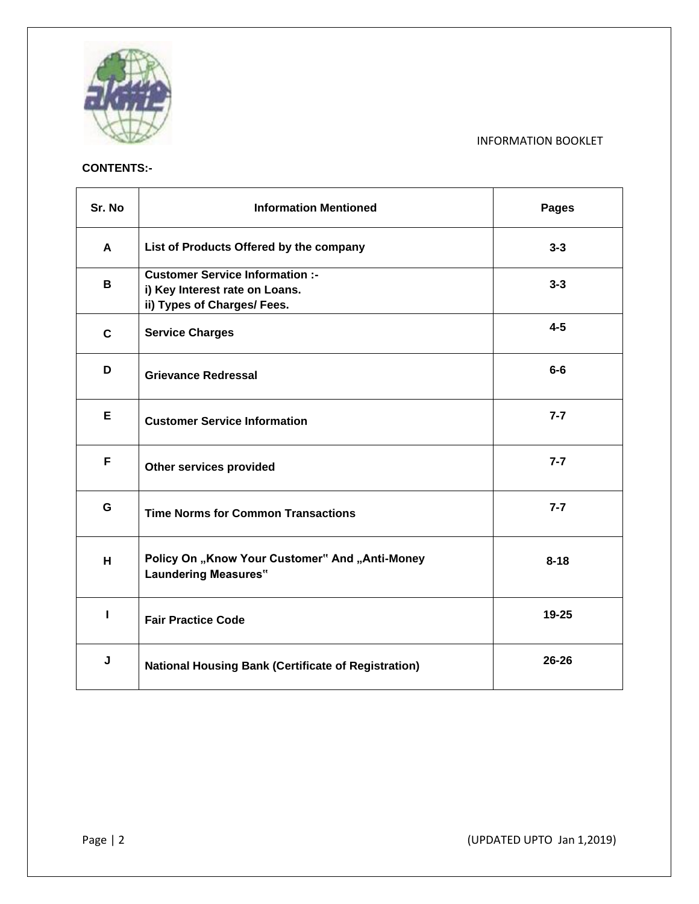INFORMATION BOOKLET

**CONTENTS:-**

| Sr. No | Information Mentioned | Pages |
|---|---|---|
| A | List of Products Offered by the company | 3-3 |
| B | Customer Service Information :-<br>i) Key Interest rate on Loans.<br>ii) Types of Charges/ Fees. | 3-3 |
| C | Service Charges | 4-5 |
| D | Grievance Redressal | 6-6 |
| E | Customer Service Information | 7-7 |
| F | Other services provided | 7-7 |
| G | Time Norms for Common Transactions | 7-7 |
| H | Policy On „Know Your Customer" And „Anti-Money Laundering Measures" | 8-18 |
| I | Fair Practice Code | 19-25 |
| J | National Housing Bank (Certificate of Registration) | 26-26 |

(UPDATED UPTO Jan 1,2019)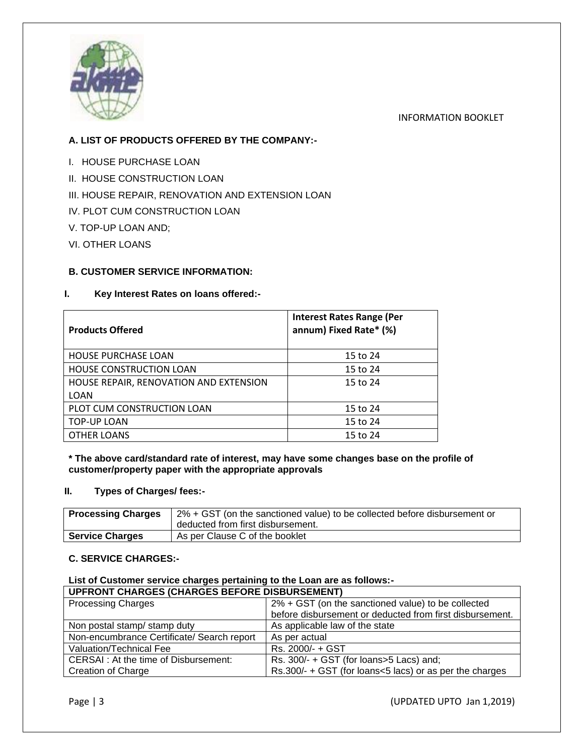INFORMATION BOOKLET

### A. LIST OF PRODUCTS OFFERED BY THE COMPANY:-

I. HOUSE PURCHASE LOAN

II. HOUSE CONSTRUCTION LOAN

III. HOUSE REPAIR, RENOVATION AND EXTENSION LOAN

IV. PLOT CUM CONSTRUCTION LOAN

V. TOP-UP LOAN AND;

VI. OTHER LOANS

### B. CUSTOMER SERVICE INFORMATION:

#### I. Key Interest Rates on loans offered:-

| Products Offered | Interest Rates Range (Per annum) Fixed Rate* (%) |
|---|---|
| HOUSE PURCHASE LOAN | 15 to 24 |
| HOUSE CONSTRUCTION LOAN | 15 to 24 |
| HOUSE REPAIR, RENOVATION AND EXTENSION LOAN | 15 to 24 |
| PLOT CUM CONSTRUCTION LOAN | 15 to 24 |
| TOP-UP LOAN | 15 to 24 |
| OTHER LOANS | 15 to 24 |

**\* The above card/standard rate of interest, may have some changes base on the profile of customer/property paper with the appropriate approvals**

#### II. Types of Charges/ fees:-

| **Processing Charges** | 2% + GST (on the sanctioned value) to be collected before disbursement or deducted from first disbursement. |
|---|---|
| **Service Charges** | As per Clause C of the booklet |

### C. SERVICE CHARGES:-

**List of Customer service charges pertaining to the Loan are as follows:-**

| UPFRONT CHARGES (CHARGES BEFORE DISBURSEMENT) | |
|---|---|
| Processing Charges | 2% + GST (on the sanctioned value) to be collected before disbursement or deducted from first disbursement. |
| Non postal stamp/ stamp duty | As applicable law of the state |
| Non-encumbrance Certificate/ Search report | As per actual |
| Valuation/Technical Fee | Rs. 2000/- + GST |
| CERSAI : At the time of Disbursement: Creation of Charge | Rs. 300/- + GST (for loans>5 Lacs) and; Rs.300/- + GST (for loans<5 lacs) or as per the charges |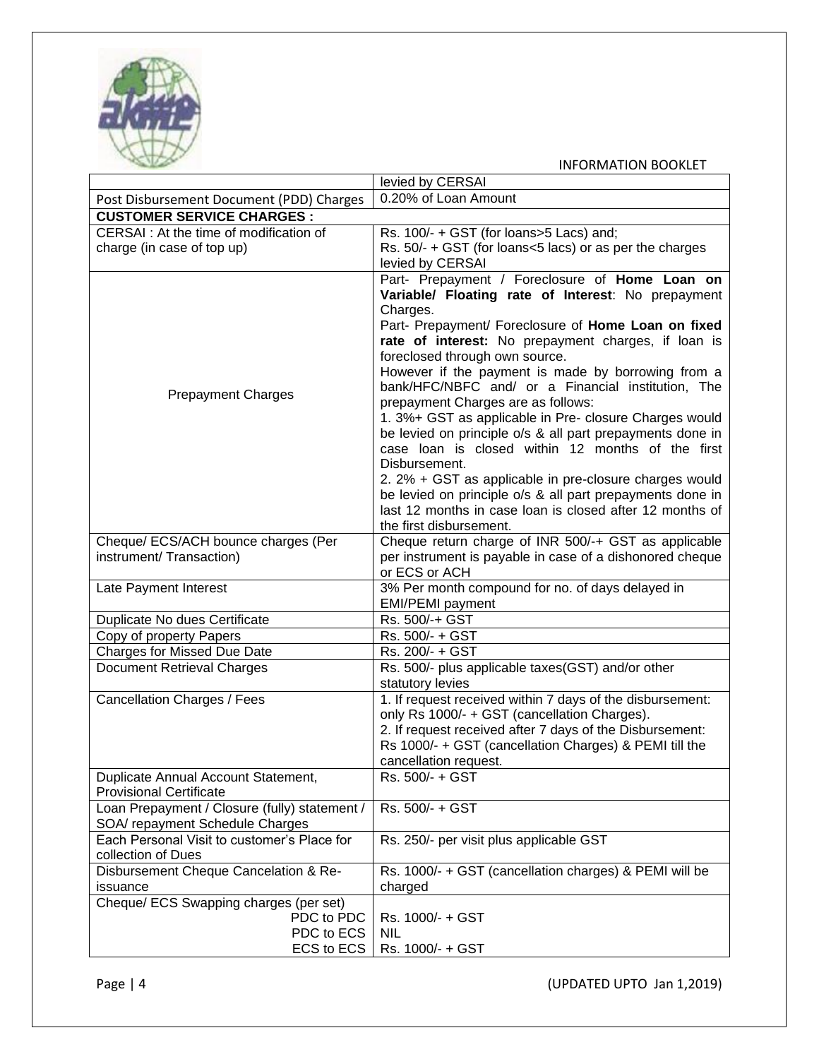| | |
|---|---|
| | levied by CERSAI |
| Post Disbursement Document (PDD) Charges | 0.20% of Loan Amount |
| **CUSTOMER SERVICE CHARGES :** | |
| CERSAI : At the time of modification of charge (in case of top up) | Rs. 100/- + GST (for loans>5 Lacs) and; Rs. 50/- + GST (for loans<5 lacs) or as per the charges levied by CERSAI |
| Prepayment Charges | Part- Prepayment / Foreclosure of **Home Loan on Variable/ Floating rate of Interest**: No prepayment Charges. Part- Prepayment/ Foreclosure of **Home Loan on fixed rate of interest:** No prepayment charges, if loan is foreclosed through own source. However if the payment is made by borrowing from a bank/HFC/NBFC and/ or a Financial institution, The prepayment Charges are as follows: 1. 3%+ GST as applicable in Pre- closure Charges would be levied on principle o/s & all part prepayments done in case loan is closed within 12 months of the first Disbursement. 2. 2% + GST as applicable in pre-closure charges would be levied on principle o/s & all part prepayments done in last 12 months in case loan is closed after 12 months of the first disbursement. |
| Cheque/ ECS/ACH bounce charges (Per instrument/ Transaction) | Cheque return charge of INR 500/-+ GST as applicable per instrument is payable in case of a dishonored cheque or ECS or ACH |
| Late Payment Interest | 3% Per month compound for no. of days delayed in EMI/PEMI payment |
| Duplicate No dues Certificate | Rs. 500/-+ GST |
| Copy of property Papers | Rs. 500/- + GST |
| Charges for Missed Due Date | Rs. 200/- + GST |
| Document Retrieval Charges | Rs. 500/- plus applicable taxes(GST) and/or other statutory levies |
| Cancellation Charges / Fees | 1. If request received within 7 days of the disbursement: only Rs 1000/- + GST (cancellation Charges). 2. If request received after 7 days of the Disbursement: Rs 1000/- + GST (cancellation Charges) & PEMI till the cancellation request. |
| Duplicate Annual Account Statement, Provisional Certificate | Rs. 500/- + GST |
| Loan Prepayment / Closure (fully) statement / SOA/ repayment Schedule Charges | Rs. 500/- + GST |
| Each Personal Visit to customer's Place for collection of Dues | Rs. 250/- per visit plus applicable GST |
| Disbursement Cheque Cancelation & Re-issuance | Rs. 1000/- + GST (cancellation charges) & PEMI will be charged |
| Cheque/ ECS Swapping charges (per set) | |
| PDC to PDC | Rs. 1000/- + GST |
| PDC to ECS | NIL |
| ECS to ECS | Rs. 1000/- + GST |

(UPDATED UPTO Jan 1,2019)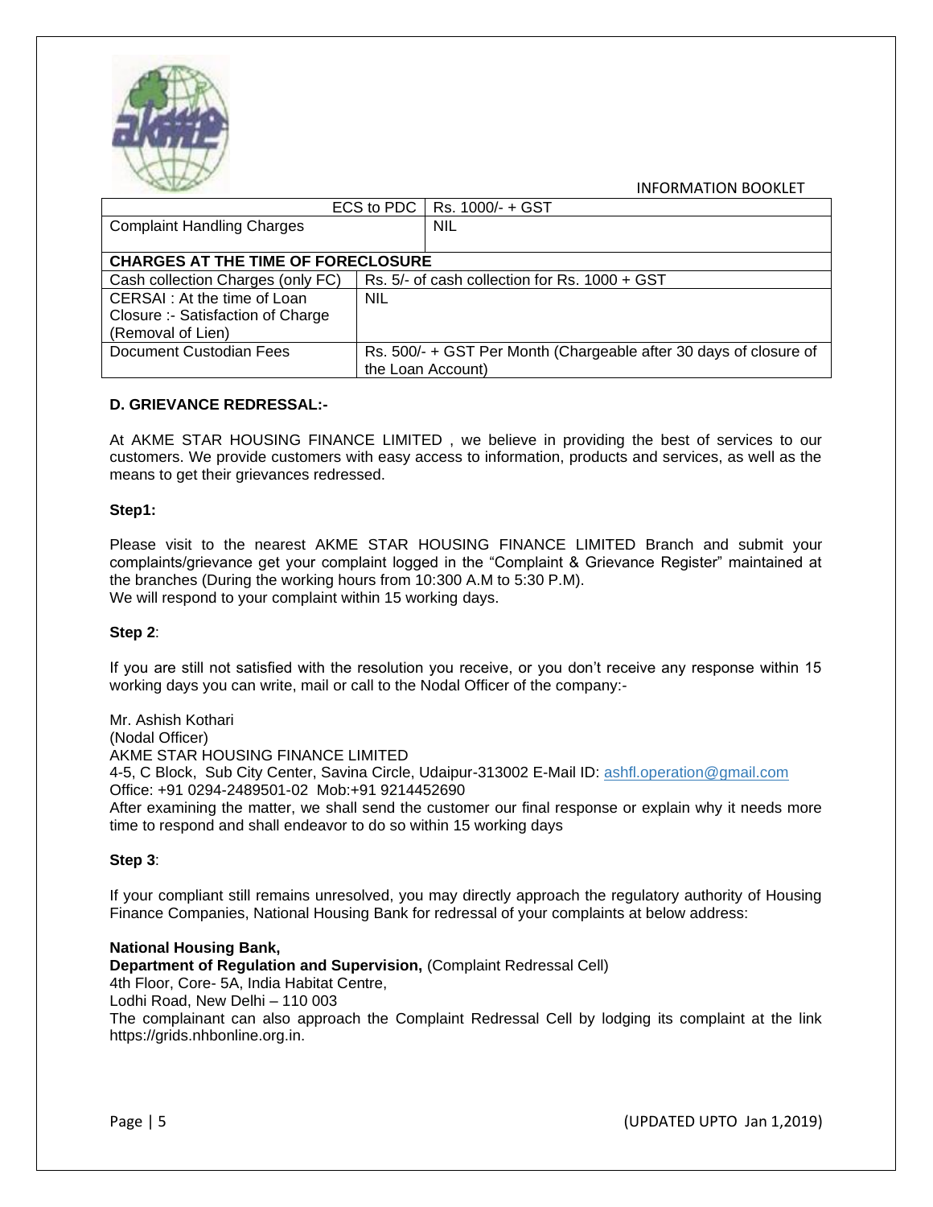| ECS to PDC | Rs. 1000/- + GST |
|---|---|
| Complaint Handling Charges | NIL |
| **CHARGES AT THE TIME OF FORECLOSURE** | |
| Cash collection Charges (only FC) | Rs. 5/- of cash collection for Rs. 1000 + GST |
| CERSAI : At the time of Loan Closure :- Satisfaction of Charge (Removal of Lien) | NIL |
| Document Custodian Fees | Rs. 500/- + GST Per Month (Chargeable after 30 days of closure of the Loan Account) |

**D. GRIEVANCE REDRESSAL:-**

At AKME STAR HOUSING FINANCE LIMITED , we believe in providing the best of services to our customers. We provide customers with easy access to information, products and services, as well as the means to get their grievances redressed.

**Step1:**

Please visit to the nearest AKME STAR HOUSING FINANCE LIMITED Branch and submit your complaints/grievance get your complaint logged in the "Complaint & Grievance Register" maintained at the branches (During the working hours from 10:300 A.M to 5:30 P.M).
We will respond to your complaint within 15 working days.

**Step 2**:

If you are still not satisfied with the resolution you receive, or you don't receive any response within 15 working days you can write, mail or call to the Nodal Officer of the company:-

Mr. Ashish Kothari
(Nodal Officer)
AKME STAR HOUSING FINANCE LIMITED
4-5, C Block, Sub City Center, Savina Circle, Udaipur-313002 E-Mail ID: ashfl.operation@gmail.com
Office: +91 0294-2489501-02 Mob:+91 9214452690
After examining the matter, we shall send the customer our final response or explain why it needs more time to respond and shall endeavor to do so within 15 working days

**Step 3**:

If your compliant still remains unresolved, you may directly approach the regulatory authority of Housing Finance Companies, National Housing Bank for redressal of your complaints at below address:

**National Housing Bank,**
**Department of Regulation and Supervision,** (Complaint Redressal Cell)
4th Floor, Core- 5A, India Habitat Centre,
Lodhi Road, New Delhi – 110 003
The complainant can also approach the Complaint Redressal Cell by lodging its complaint at the link https://grids.nhbonline.org.in.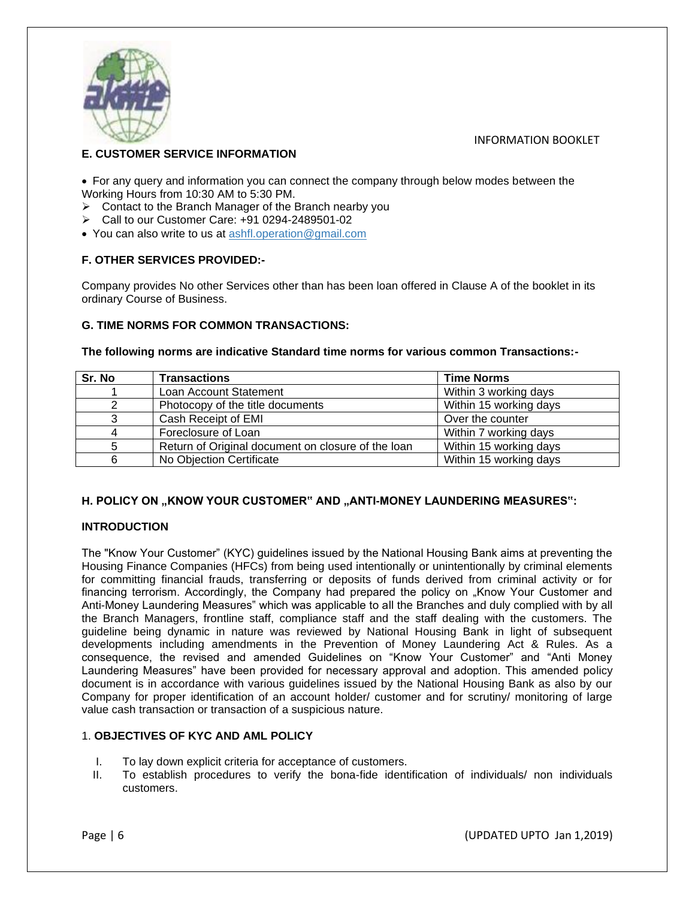INFORMATION BOOKLET

### E. CUSTOMER SERVICE INFORMATION

- For any query and information you can connect the company through below modes between the Working Hours from 10:30 AM to 5:30 PM.
  - Contact to the Branch Manager of the Branch nearby you
  - Call to our Customer Care: +91 0294-2489501-02
- You can also write to us at ashfl.operation@gmail.com

### F. OTHER SERVICES PROVIDED:-

Company provides No other Services other than has been loan offered in Clause A of the booklet in its ordinary Course of Business.

### G. TIME NORMS FOR COMMON TRANSACTIONS:

**The following norms are indicative Standard time norms for various common Transactions:-**

| Sr. No | Transactions | Time Norms |
|---|---|---|
| 1 | Loan Account Statement | Within 3 working days |
| 2 | Photocopy of the title documents | Within 15 working days |
| 3 | Cash Receipt of EMI | Over the counter |
| 4 | Foreclosure of Loan | Within 7 working days |
| 5 | Return of Original document on closure of the loan | Within 15 working days |
| 6 | No Objection Certificate | Within 15 working days |

### H. POLICY ON „KNOW YOUR CUSTOMER" AND „ANTI-MONEY LAUNDERING MEASURES":

**INTRODUCTION**

The "Know Your Customer" (KYC) guidelines issued by the National Housing Bank aims at preventing the Housing Finance Companies (HFCs) from being used intentionally or unintentionally by criminal elements for committing financial frauds, transferring or deposits of funds derived from criminal activity or for financing terrorism. Accordingly, the Company had prepared the policy on „Know Your Customer and Anti-Money Laundering Measures" which was applicable to all the Branches and duly complied with by all the Branch Managers, frontline staff, compliance staff and the staff dealing with the customers. The guideline being dynamic in nature was reviewed by National Housing Bank in light of subsequent developments including amendments in the Prevention of Money Laundering Act & Rules. As a consequence, the revised and amended Guidelines on "Know Your Customer" and "Anti Money Laundering Measures" have been provided for necessary approval and adoption. This amended policy document is in accordance with various guidelines issued by the National Housing Bank as also by our Company for proper identification of an account holder/ customer and for scrutiny/ monitoring of large value cash transaction or transaction of a suspicious nature.

1. **OBJECTIVES OF KYC AND AML POLICY**

   I. To lay down explicit criteria for acceptance of customers.

   II. To establish procedures to verify the bona-fide identification of individuals/ non individuals customers.

(UPDATED UPTO Jan 1,2019)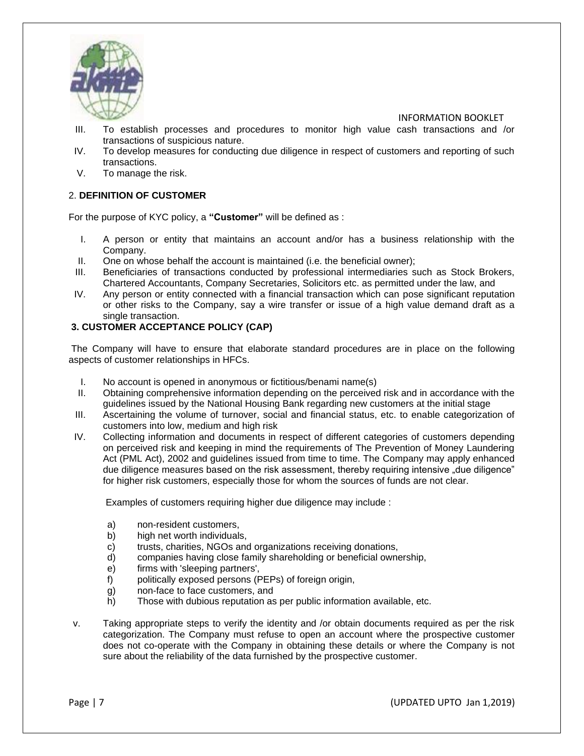III. To establish processes and procedures to monitor high value cash transactions and /or transactions of suspicious nature.

IV. To develop measures for conducting due diligence in respect of customers and reporting of such transactions.

V. To manage the risk.

## 2. DEFINITION OF CUSTOMER

For the purpose of KYC policy, a **"Customer"** will be defined as :

I. A person or entity that maintains an account and/or has a business relationship with the Company.

II. One on whose behalf the account is maintained (i.e. the beneficial owner);

III. Beneficiaries of transactions conducted by professional intermediaries such as Stock Brokers, Chartered Accountants, Company Secretaries, Solicitors etc. as permitted under the law, and

IV. Any person or entity connected with a financial transaction which can pose significant reputation or other risks to the Company, say a wire transfer or issue of a high value demand draft as a single transaction.

## 3. CUSTOMER ACCEPTANCE POLICY (CAP)

The Company will have to ensure that elaborate standard procedures are in place on the following aspects of customer relationships in HFCs.

I. No account is opened in anonymous or fictitious/benami name(s)

II. Obtaining comprehensive information depending on the perceived risk and in accordance with the guidelines issued by the National Housing Bank regarding new customers at the initial stage

III. Ascertaining the volume of turnover, social and financial status, etc. to enable categorization of customers into low, medium and high risk

IV. Collecting information and documents in respect of different categories of customers depending on perceived risk and keeping in mind the requirements of The Prevention of Money Laundering Act (PML Act), 2002 and guidelines issued from time to time. The Company may apply enhanced due diligence measures based on the risk assessment, thereby requiring intensive „due diligence" for higher risk customers, especially those for whom the sources of funds are not clear.

Examples of customers requiring higher due diligence may include :

a) non-resident customers,
b) high net worth individuals,
c) trusts, charities, NGOs and organizations receiving donations,
d) companies having close family shareholding or beneficial ownership,
e) firms with 'sleeping partners',
f) politically exposed persons (PEPs) of foreign origin,
g) non-face to face customers, and
h) Those with dubious reputation as per public information available, etc.

v. Taking appropriate steps to verify the identity and /or obtain documents required as per the risk categorization. The Company must refuse to open an account where the prospective customer does not co-operate with the Company in obtaining these details or where the Company is not sure about the reliability of the data furnished by the prospective customer.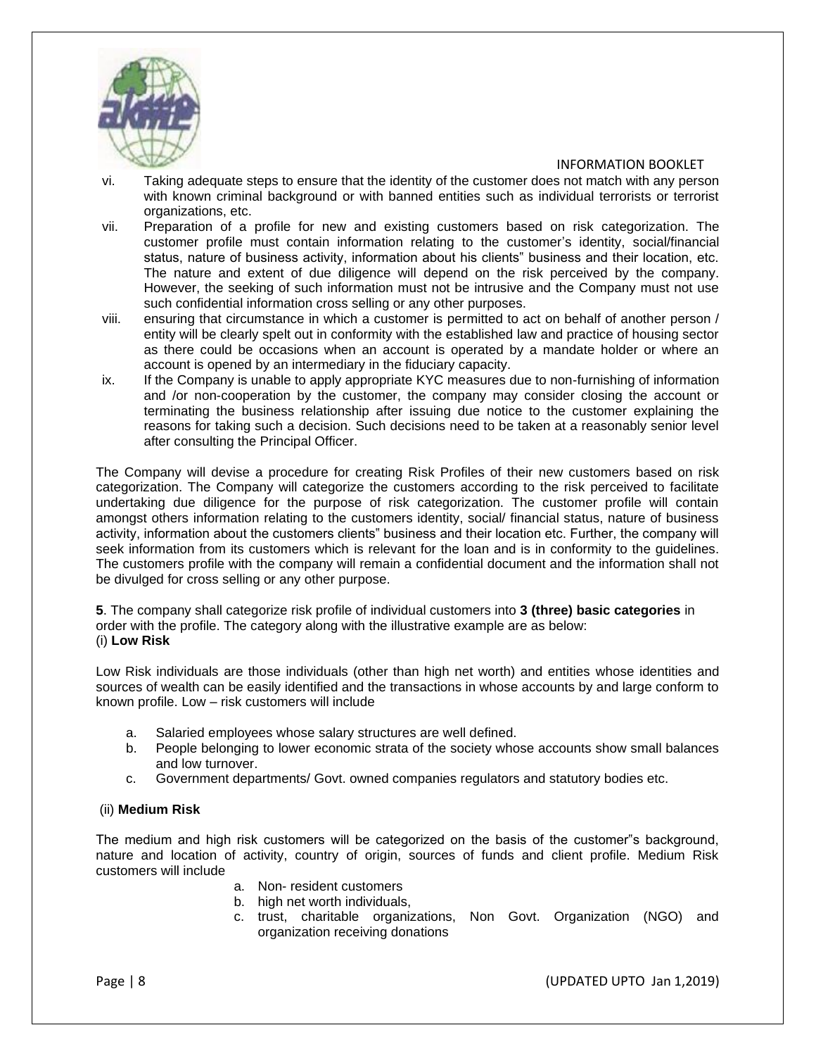vi. Taking adequate steps to ensure that the identity of the customer does not match with any person with known criminal background or with banned entities such as individual terrorists or terrorist organizations, etc.

vii. Preparation of a profile for new and existing customers based on risk categorization. The customer profile must contain information relating to the customer's identity, social/financial status, nature of business activity, information about his clients" business and their location, etc. The nature and extent of due diligence will depend on the risk perceived by the company. However, the seeking of such information must not be intrusive and the Company must not use such confidential information cross selling or any other purposes.

viii. ensuring that circumstance in which a customer is permitted to act on behalf of another person / entity will be clearly spelt out in conformity with the established law and practice of housing sector as there could be occasions when an account is operated by a mandate holder or where an account is opened by an intermediary in the fiduciary capacity.

ix. If the Company is unable to apply appropriate KYC measures due to non-furnishing of information and /or non-cooperation by the customer, the company may consider closing the account or terminating the business relationship after issuing due notice to the customer explaining the reasons for taking such a decision. Such decisions need to be taken at a reasonably senior level after consulting the Principal Officer.

The Company will devise a procedure for creating Risk Profiles of their new customers based on risk categorization. The Company will categorize the customers according to the risk perceived to facilitate undertaking due diligence for the purpose of risk categorization. The customer profile will contain amongst others information relating to the customers identity, social/ financial status, nature of business activity, information about the customers clients" business and their location etc. Further, the company will seek information from its customers which is relevant for the loan and is in conformity to the guidelines. The customers profile with the company will remain a confidential document and the information shall not be divulged for cross selling or any other purpose.

**5**. The company shall categorize risk profile of individual customers into **3 (three) basic categories** in order with the profile. The category along with the illustrative example are as below:

(i) **Low Risk**

Low Risk individuals are those individuals (other than high net worth) and entities whose identities and sources of wealth can be easily identified and the transactions in whose accounts by and large conform to known profile. Low – risk customers will include

a. Salaried employees whose salary structures are well defined.
b. People belonging to lower economic strata of the society whose accounts show small balances and low turnover.
c. Government departments/ Govt. owned companies regulators and statutory bodies etc.

(ii) **Medium Risk**

The medium and high risk customers will be categorized on the basis of the customer"s background, nature and location of activity, country of origin, sources of funds and client profile. Medium Risk customers will include

a. Non- resident customers
b. high net worth individuals,
c. trust, charitable organizations, Non Govt. Organization (NGO) and organization receiving donations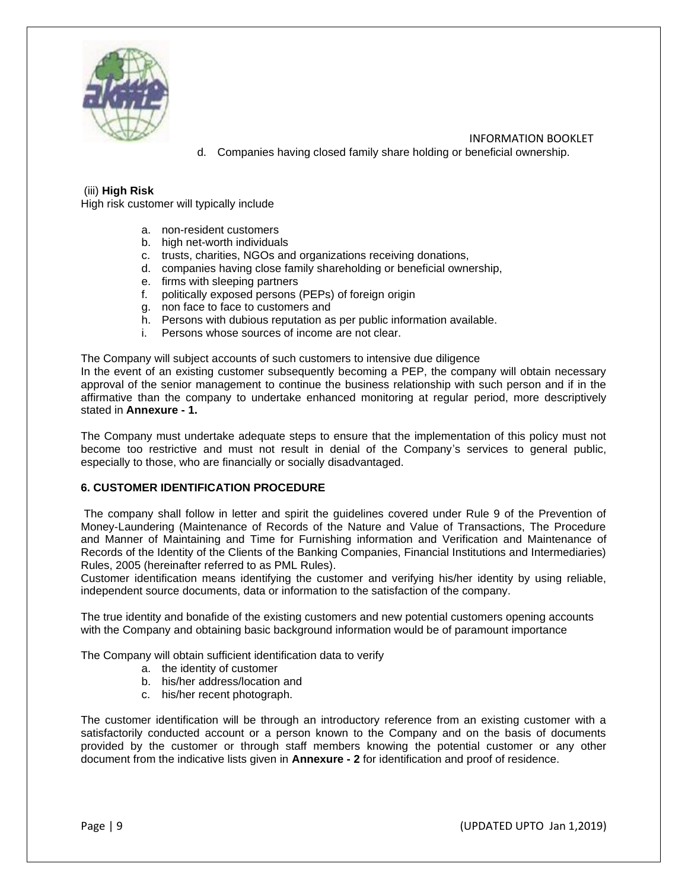d. Companies having closed family share holding or beneficial ownership.

(iii) **High Risk**

High risk customer will typically include

a. non-resident customers
b. high net-worth individuals
c. trusts, charities, NGOs and organizations receiving donations,
d. companies having close family shareholding or beneficial ownership,
e. firms with sleeping partners
f. politically exposed persons (PEPs) of foreign origin
g. non face to face to customers and
h. Persons with dubious reputation as per public information available.
i. Persons whose sources of income are not clear.

The Company will subject accounts of such customers to intensive due diligence

In the event of an existing customer subsequently becoming a PEP, the company will obtain necessary approval of the senior management to continue the business relationship with such person and if in the affirmative than the company to undertake enhanced monitoring at regular period, more descriptively stated in **Annexure - 1.**

The Company must undertake adequate steps to ensure that the implementation of this policy must not become too restrictive and must not result in denial of the Company's services to general public, especially to those, who are financially or socially disadvantaged.

### 6. CUSTOMER IDENTIFICATION PROCEDURE

The company shall follow in letter and spirit the guidelines covered under Rule 9 of the Prevention of Money-Laundering (Maintenance of Records of the Nature and Value of Transactions, The Procedure and Manner of Maintaining and Time for Furnishing information and Verification and Maintenance of Records of the Identity of the Clients of the Banking Companies, Financial Institutions and Intermediaries) Rules, 2005 (hereinafter referred to as PML Rules).

Customer identification means identifying the customer and verifying his/her identity by using reliable, independent source documents, data or information to the satisfaction of the company.

The true identity and bonafide of the existing customers and new potential customers opening accounts with the Company and obtaining basic background information would be of paramount importance

The Company will obtain sufficient identification data to verify

a. the identity of customer
b. his/her address/location and
c. his/her recent photograph.

The customer identification will be through an introductory reference from an existing customer with a satisfactorily conducted account or a person known to the Company and on the basis of documents provided by the customer or through staff members knowing the potential customer or any other document from the indicative lists given in **Annexure - 2** for identification and proof of residence.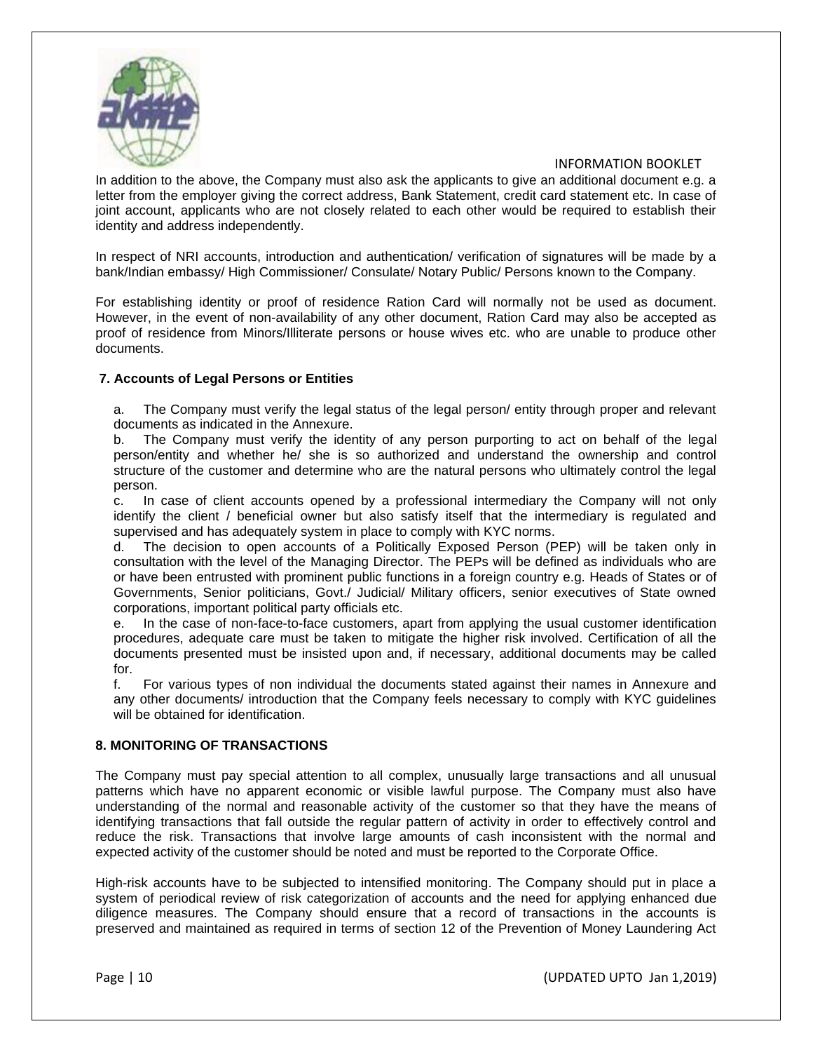In addition to the above, the Company must also ask the applicants to give an additional document e.g. a letter from the employer giving the correct address, Bank Statement, credit card statement etc. In case of joint account, applicants who are not closely related to each other would be required to establish their identity and address independently.

In respect of NRI accounts, introduction and authentication/ verification of signatures will be made by a bank/Indian embassy/ High Commissioner/ Consulate/ Notary Public/ Persons known to the Company.

For establishing identity or proof of residence Ration Card will normally not be used as document. However, in the event of non-availability of any other document, Ration Card may also be accepted as proof of residence from Minors/Illiterate persons or house wives etc. who are unable to produce other documents.

### 7. Accounts of Legal Persons or Entities

a. The Company must verify the legal status of the legal person/ entity through proper and relevant documents as indicated in the Annexure.

b. The Company must verify the identity of any person purporting to act on behalf of the legal person/entity and whether he/ she is so authorized and understand the ownership and control structure of the customer and determine who are the natural persons who ultimately control the legal person.

c. In case of client accounts opened by a professional intermediary the Company will not only identify the client / beneficial owner but also satisfy itself that the intermediary is regulated and supervised and has adequately system in place to comply with KYC norms.

d. The decision to open accounts of a Politically Exposed Person (PEP) will be taken only in consultation with the level of the Managing Director. The PEPs will be defined as individuals who are or have been entrusted with prominent public functions in a foreign country e.g. Heads of States or of Governments, Senior politicians, Govt./ Judicial/ Military officers, senior executives of State owned corporations, important political party officials etc.

e. In the case of non-face-to-face customers, apart from applying the usual customer identification procedures, adequate care must be taken to mitigate the higher risk involved. Certification of all the documents presented must be insisted upon and, if necessary, additional documents may be called for.

f. For various types of non individual the documents stated against their names in Annexure and any other documents/ introduction that the Company feels necessary to comply with KYC guidelines will be obtained for identification.

### 8. MONITORING OF TRANSACTIONS

The Company must pay special attention to all complex, unusually large transactions and all unusual patterns which have no apparent economic or visible lawful purpose. The Company must also have understanding of the normal and reasonable activity of the customer so that they have the means of identifying transactions that fall outside the regular pattern of activity in order to effectively control and reduce the risk. Transactions that involve large amounts of cash inconsistent with the normal and expected activity of the customer should be noted and must be reported to the Corporate Office.

High-risk accounts have to be subjected to intensified monitoring. The Company should put in place a system of periodical review of risk categorization of accounts and the need for applying enhanced due diligence measures. The Company should ensure that a record of transactions in the accounts is preserved and maintained as required in terms of section 12 of the Prevention of Money Laundering Act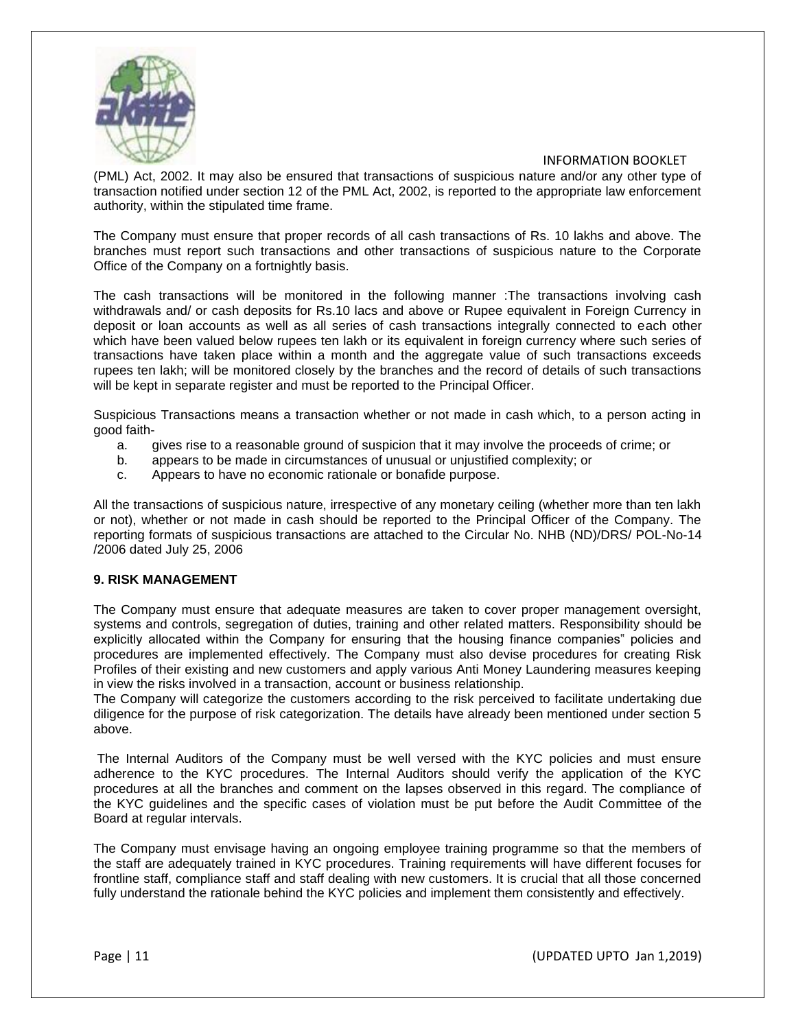(PML) Act, 2002. It may also be ensured that transactions of suspicious nature and/or any other type of transaction notified under section 12 of the PML Act, 2002, is reported to the appropriate law enforcement authority, within the stipulated time frame.

The Company must ensure that proper records of all cash transactions of Rs. 10 lakhs and above. The branches must report such transactions and other transactions of suspicious nature to the Corporate Office of the Company on a fortnightly basis.

The cash transactions will be monitored in the following manner :The transactions involving cash withdrawals and/ or cash deposits for Rs.10 lacs and above or Rupee equivalent in Foreign Currency in deposit or loan accounts as well as all series of cash transactions integrally connected to each other which have been valued below rupees ten lakh or its equivalent in foreign currency where such series of transactions have taken place within a month and the aggregate value of such transactions exceeds rupees ten lakh; will be monitored closely by the branches and the record of details of such transactions will be kept in separate register and must be reported to the Principal Officer.

Suspicious Transactions means a transaction whether or not made in cash which, to a person acting in good faith-

a. gives rise to a reasonable ground of suspicion that it may involve the proceeds of crime; or
b. appears to be made in circumstances of unusual or unjustified complexity; or
c. Appears to have no economic rationale or bonafide purpose.

All the transactions of suspicious nature, irrespective of any monetary ceiling (whether more than ten lakh or not), whether or not made in cash should be reported to the Principal Officer of the Company. The reporting formats of suspicious transactions are attached to the Circular No. NHB (ND)/DRS/ POL-No-14 /2006 dated July 25, 2006

**9. RISK MANAGEMENT**

The Company must ensure that adequate measures are taken to cover proper management oversight, systems and controls, segregation of duties, training and other related matters. Responsibility should be explicitly allocated within the Company for ensuring that the housing finance companies" policies and procedures are implemented effectively. The Company must also devise procedures for creating Risk Profiles of their existing and new customers and apply various Anti Money Laundering measures keeping in view the risks involved in a transaction, account or business relationship.

The Company will categorize the customers according to the risk perceived to facilitate undertaking due diligence for the purpose of risk categorization. The details have already been mentioned under section 5 above.

The Internal Auditors of the Company must be well versed with the KYC policies and must ensure adherence to the KYC procedures. The Internal Auditors should verify the application of the KYC procedures at all the branches and comment on the lapses observed in this regard. The compliance of the KYC guidelines and the specific cases of violation must be put before the Audit Committee of the Board at regular intervals.

The Company must envisage having an ongoing employee training programme so that the members of the staff are adequately trained in KYC procedures. Training requirements will have different focuses for frontline staff, compliance staff and staff dealing with new customers. It is crucial that all those concerned fully understand the rationale behind the KYC policies and implement them consistently and effectively.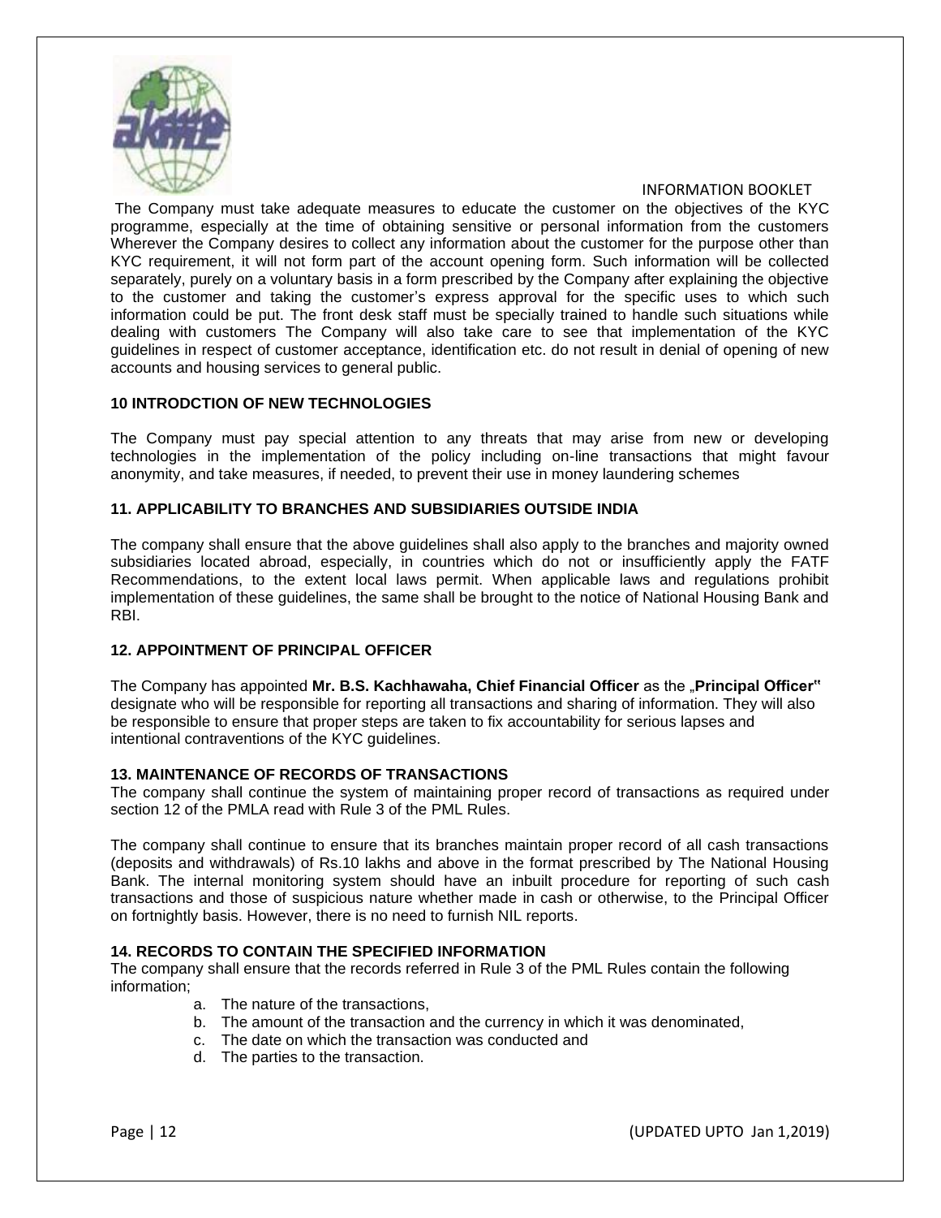The Company must take adequate measures to educate the customer on the objectives of the KYC programme, especially at the time of obtaining sensitive or personal information from the customers Wherever the Company desires to collect any information about the customer for the purpose other than KYC requirement, it will not form part of the account opening form. Such information will be collected separately, purely on a voluntary basis in a form prescribed by the Company after explaining the objective to the customer and taking the customer's express approval for the specific uses to which such information could be put. The front desk staff must be specially trained to handle such situations while dealing with customers The Company will also take care to see that implementation of the KYC guidelines in respect of customer acceptance, identification etc. do not result in denial of opening of new accounts and housing services to general public.

**10 INTRODCTION OF NEW TECHNOLOGIES**

The Company must pay special attention to any threats that may arise from new or developing technologies in the implementation of the policy including on-line transactions that might favour anonymity, and take measures, if needed, to prevent their use in money laundering schemes

**11. APPLICABILITY TO BRANCHES AND SUBSIDIARIES OUTSIDE INDIA**

The company shall ensure that the above guidelines shall also apply to the branches and majority owned subsidiaries located abroad, especially, in countries which do not or insufficiently apply the FATF Recommendations, to the extent local laws permit. When applicable laws and regulations prohibit implementation of these guidelines, the same shall be brought to the notice of National Housing Bank and RBI.

**12. APPOINTMENT OF PRINCIPAL OFFICER**

The Company has appointed **Mr. B.S. Kachhawaha, Chief Financial Officer** as the „**Principal Officer"** designate who will be responsible for reporting all transactions and sharing of information. They will also be responsible to ensure that proper steps are taken to fix accountability for serious lapses and intentional contraventions of the KYC guidelines.

**13. MAINTENANCE OF RECORDS OF TRANSACTIONS**

The company shall continue the system of maintaining proper record of transactions as required under section 12 of the PMLA read with Rule 3 of the PML Rules.

The company shall continue to ensure that its branches maintain proper record of all cash transactions (deposits and withdrawals) of Rs.10 lakhs and above in the format prescribed by The National Housing Bank. The internal monitoring system should have an inbuilt procedure for reporting of such cash transactions and those of suspicious nature whether made in cash or otherwise, to the Principal Officer on fortnightly basis. However, there is no need to furnish NIL reports.

**14. RECORDS TO CONTAIN THE SPECIFIED INFORMATION**

The company shall ensure that the records referred in Rule 3 of the PML Rules contain the following information;

a. The nature of the transactions,
b. The amount of the transaction and the currency in which it was denominated,
c. The date on which the transaction was conducted and
d. The parties to the transaction.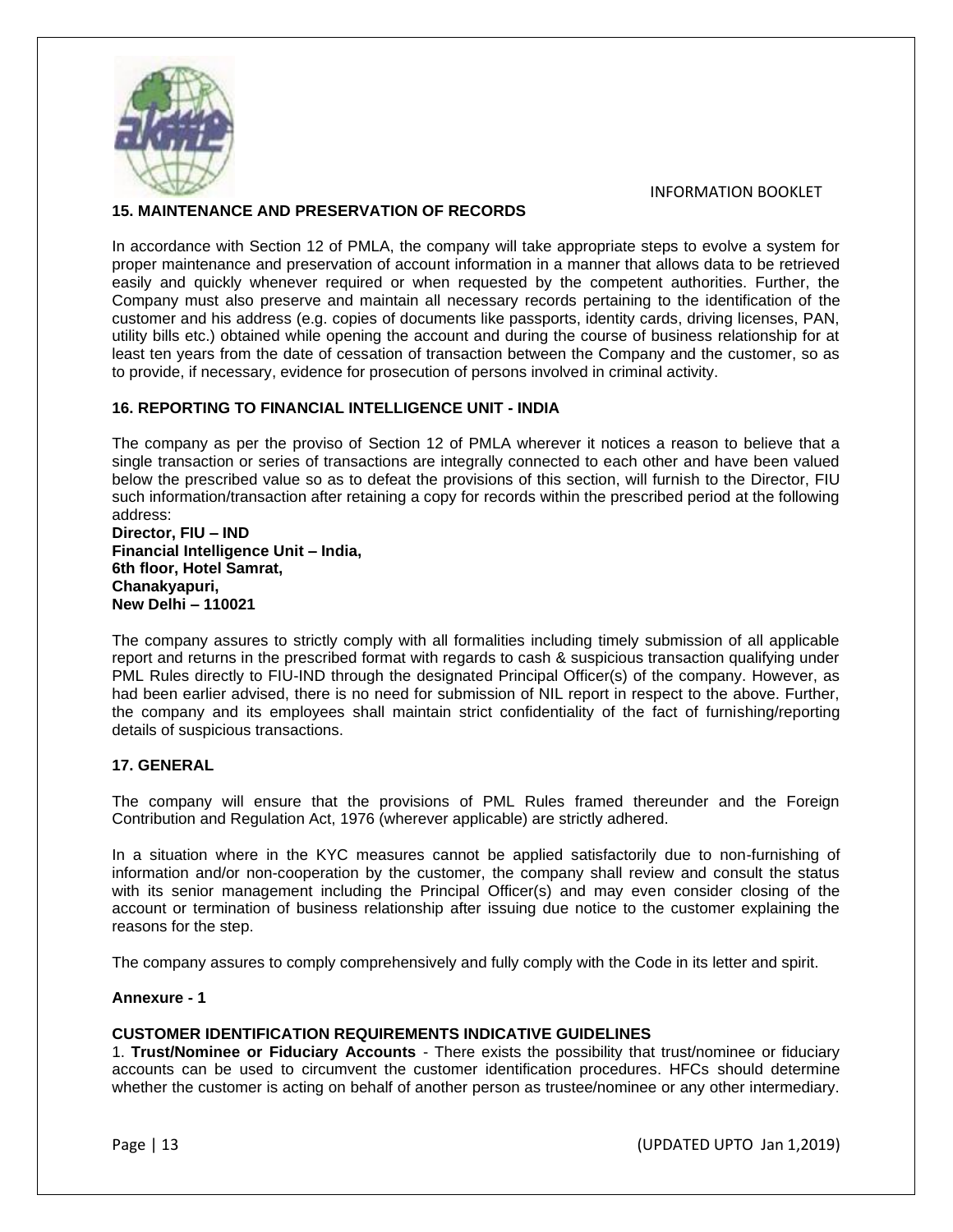## 15. MAINTENANCE AND PRESERVATION OF RECORDS

In accordance with Section 12 of PMLA, the company will take appropriate steps to evolve a system for proper maintenance and preservation of account information in a manner that allows data to be retrieved easily and quickly whenever required or when requested by the competent authorities. Further, the Company must also preserve and maintain all necessary records pertaining to the identification of the customer and his address (e.g. copies of documents like passports, identity cards, driving licenses, PAN, utility bills etc.) obtained while opening the account and during the course of business relationship for at least ten years from the date of cessation of transaction between the Company and the customer, so as to provide, if necessary, evidence for prosecution of persons involved in criminal activity.

## 16. REPORTING TO FINANCIAL INTELLIGENCE UNIT - INDIA

The company as per the proviso of Section 12 of PMLA wherever it notices a reason to believe that a single transaction or series of transactions are integrally connected to each other and have been valued below the prescribed value so as to defeat the provisions of this section, will furnish to the Director, FIU such information/transaction after retaining a copy for records within the prescribed period at the following address:

**Director, FIU – IND**
**Financial Intelligence Unit – India,**
**6th floor, Hotel Samrat,**
**Chanakyapuri,**
**New Delhi – 110021**

The company assures to strictly comply with all formalities including timely submission of all applicable report and returns in the prescribed format with regards to cash & suspicious transaction qualifying under PML Rules directly to FIU-IND through the designated Principal Officer(s) of the company. However, as had been earlier advised, there is no need for submission of NIL report in respect to the above. Further, the company and its employees shall maintain strict confidentiality of the fact of furnishing/reporting details of suspicious transactions.

## 17. GENERAL

The company will ensure that the provisions of PML Rules framed thereunder and the Foreign Contribution and Regulation Act, 1976 (wherever applicable) are strictly adhered.

In a situation where in the KYC measures cannot be applied satisfactorily due to non-furnishing of information and/or non-cooperation by the customer, the company shall review and consult the status with its senior management including the Principal Officer(s) and may even consider closing of the account or termination of business relationship after issuing due notice to the customer explaining the reasons for the step.

The company assures to comply comprehensively and fully comply with the Code in its letter and spirit.

**Annexure - 1**

**CUSTOMER IDENTIFICATION REQUIREMENTS INDICATIVE GUIDELINES**

1. **Trust/Nominee or Fiduciary Accounts** - There exists the possibility that trust/nominee or fiduciary accounts can be used to circumvent the customer identification procedures. HFCs should determine whether the customer is acting on behalf of another person as trustee/nominee or any other intermediary.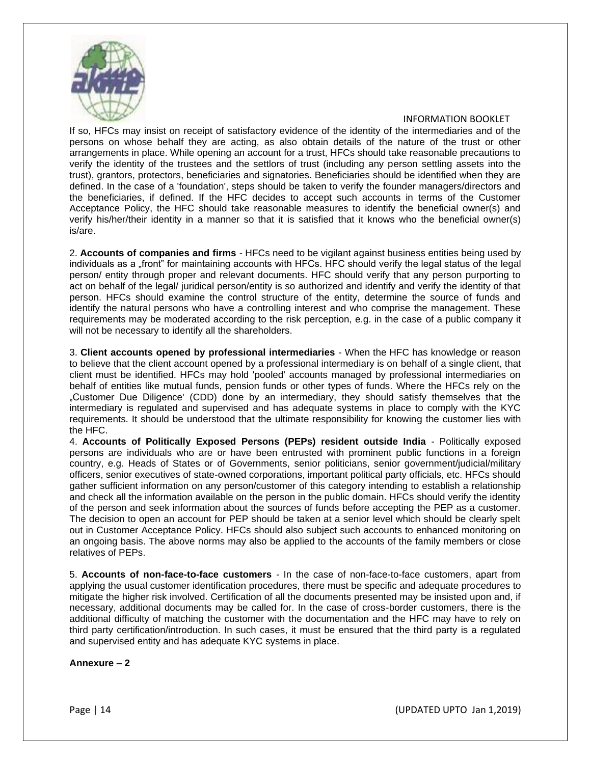If so, HFCs may insist on receipt of satisfactory evidence of the identity of the intermediaries and of the persons on whose behalf they are acting, as also obtain details of the nature of the trust or other arrangements in place. While opening an account for a trust, HFCs should take reasonable precautions to verify the identity of the trustees and the settlors of trust (including any person settling assets into the trust), grantors, protectors, beneficiaries and signatories. Beneficiaries should be identified when they are defined. In the case of a 'foundation', steps should be taken to verify the founder managers/directors and the beneficiaries, if defined. If the HFC decides to accept such accounts in terms of the Customer Acceptance Policy, the HFC should take reasonable measures to identify the beneficial owner(s) and verify his/her/their identity in a manner so that it is satisfied that it knows who the beneficial owner(s) is/are.

2. **Accounts of companies and firms** - HFCs need to be vigilant against business entities being used by individuals as a „front" for maintaining accounts with HFCs. HFC should verify the legal status of the legal person/ entity through proper and relevant documents. HFC should verify that any person purporting to act on behalf of the legal/ juridical person/entity is so authorized and identify and verify the identity of that person. HFCs should examine the control structure of the entity, determine the source of funds and identify the natural persons who have a controlling interest and who comprise the management. These requirements may be moderated according to the risk perception, e.g. in the case of a public company it will not be necessary to identify all the shareholders.

3. **Client accounts opened by professional intermediaries** - When the HFC has knowledge or reason to believe that the client account opened by a professional intermediary is on behalf of a single client, that client must be identified. HFCs may hold 'pooled' accounts managed by professional intermediaries on behalf of entities like mutual funds, pension funds or other types of funds. Where the HFCs rely on the „Customer Due Diligence' (CDD) done by an intermediary, they should satisfy themselves that the intermediary is regulated and supervised and has adequate systems in place to comply with the KYC requirements. It should be understood that the ultimate responsibility for knowing the customer lies with the HFC.

4. **Accounts of Politically Exposed Persons (PEPs) resident outside India** - Politically exposed persons are individuals who are or have been entrusted with prominent public functions in a foreign country, e.g. Heads of States or of Governments, senior politicians, senior government/judicial/military officers, senior executives of state-owned corporations, important political party officials, etc. HFCs should gather sufficient information on any person/customer of this category intending to establish a relationship and check all the information available on the person in the public domain. HFCs should verify the identity of the person and seek information about the sources of funds before accepting the PEP as a customer. The decision to open an account for PEP should be taken at a senior level which should be clearly spelt out in Customer Acceptance Policy. HFCs should also subject such accounts to enhanced monitoring on an ongoing basis. The above norms may also be applied to the accounts of the family members or close relatives of PEPs.

5. **Accounts of non-face-to-face customers** - In the case of non-face-to-face customers, apart from applying the usual customer identification procedures, there must be specific and adequate procedures to mitigate the higher risk involved. Certification of all the documents presented may be insisted upon and, if necessary, additional documents may be called for. In the case of cross-border customers, there is the additional difficulty of matching the customer with the documentation and the HFC may have to rely on third party certification/introduction. In such cases, it must be ensured that the third party is a regulated and supervised entity and has adequate KYC systems in place.

**Annexure – 2**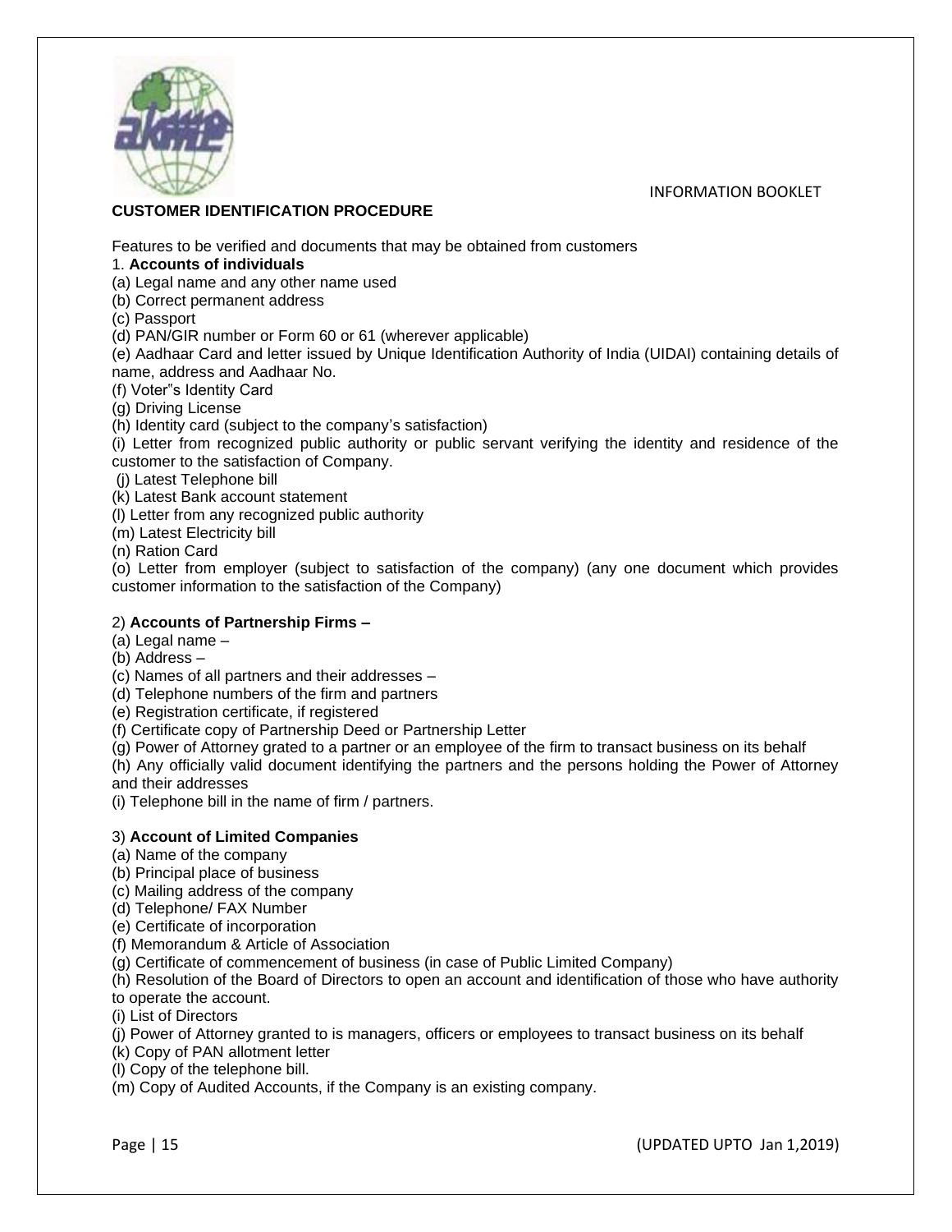## CUSTOMER IDENTIFICATION PROCEDURE

Features to be verified and documents that may be obtained from customers

1. **Accounts of individuals**

(a) Legal name and any other name used
(b) Correct permanent address
(c) Passport
(d) PAN/GIR number or Form 60 or 61 (wherever applicable)
(e) Aadhaar Card and letter issued by Unique Identification Authority of India (UIDAI) containing details of name, address and Aadhaar No.
(f) Voter"s Identity Card
(g) Driving License
(h) Identity card (subject to the company's satisfaction)
(i) Letter from recognized public authority or public servant verifying the identity and residence of the customer to the satisfaction of Company.
(j) Latest Telephone bill
(k) Latest Bank account statement
(l) Letter from any recognized public authority
(m) Latest Electricity bill
(n) Ration Card
(o) Letter from employer (subject to satisfaction of the company) (any one document which provides customer information to the satisfaction of the Company)

2) **Accounts of Partnership Firms –**

(a) Legal name –
(b) Address –
(c) Names of all partners and their addresses –
(d) Telephone numbers of the firm and partners
(e) Registration certificate, if registered
(f) Certificate copy of Partnership Deed or Partnership Letter
(g) Power of Attorney grated to a partner or an employee of the firm to transact business on its behalf
(h) Any officially valid document identifying the partners and the persons holding the Power of Attorney and their addresses
(i) Telephone bill in the name of firm / partners.

3) **Account of Limited Companies**

(a) Name of the company
(b) Principal place of business
(c) Mailing address of the company
(d) Telephone/ FAX Number
(e) Certificate of incorporation
(f) Memorandum & Article of Association
(g) Certificate of commencement of business (in case of Public Limited Company)
(h) Resolution of the Board of Directors to open an account and identification of those who have authority to operate the account.
(i) List of Directors
(j) Power of Attorney granted to is managers, officers or employees to transact business on its behalf
(k) Copy of PAN allotment letter
(l) Copy of the telephone bill.
(m) Copy of Audited Accounts, if the Company is an existing company.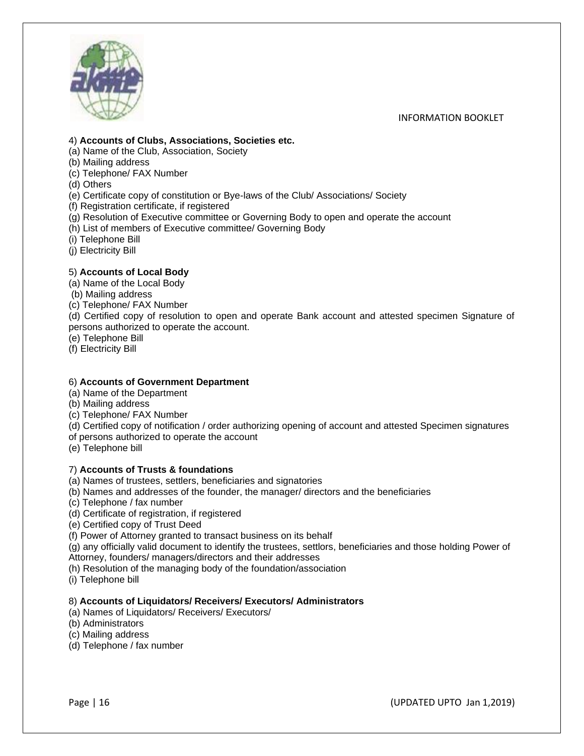4) **Accounts of Clubs, Associations, Societies etc.**

(a) Name of the Club, Association, Society
(b) Mailing address
(c) Telephone/ FAX Number
(d) Others
(e) Certificate copy of constitution or Bye-laws of the Club/ Associations/ Society
(f) Registration certificate, if registered
(g) Resolution of Executive committee or Governing Body to open and operate the account
(h) List of members of Executive committee/ Governing Body
(i) Telephone Bill
(j) Electricity Bill

5) **Accounts of Local Body**

(a) Name of the Local Body
(b) Mailing address
(c) Telephone/ FAX Number
(d) Certified copy of resolution to open and operate Bank account and attested specimen Signature of persons authorized to operate the account.
(e) Telephone Bill
(f) Electricity Bill

6) **Accounts of Government Department**

(a) Name of the Department
(b) Mailing address
(c) Telephone/ FAX Number
(d) Certified copy of notification / order authorizing opening of account and attested Specimen signatures of persons authorized to operate the account
(e) Telephone bill

7) **Accounts of Trusts & foundations**

(a) Names of trustees, settlers, beneficiaries and signatories
(b) Names and addresses of the founder, the manager/ directors and the beneficiaries
(c) Telephone / fax number
(d) Certificate of registration, if registered
(e) Certified copy of Trust Deed
(f) Power of Attorney granted to transact business on its behalf
(g) any officially valid document to identify the trustees, settlors, beneficiaries and those holding Power of Attorney, founders/ managers/directors and their addresses
(h) Resolution of the managing body of the foundation/association
(i) Telephone bill

8) **Accounts of Liquidators/ Receivers/ Executors/ Administrators**

(a) Names of Liquidators/ Receivers/ Executors/
(b) Administrators
(c) Mailing address
(d) Telephone / fax number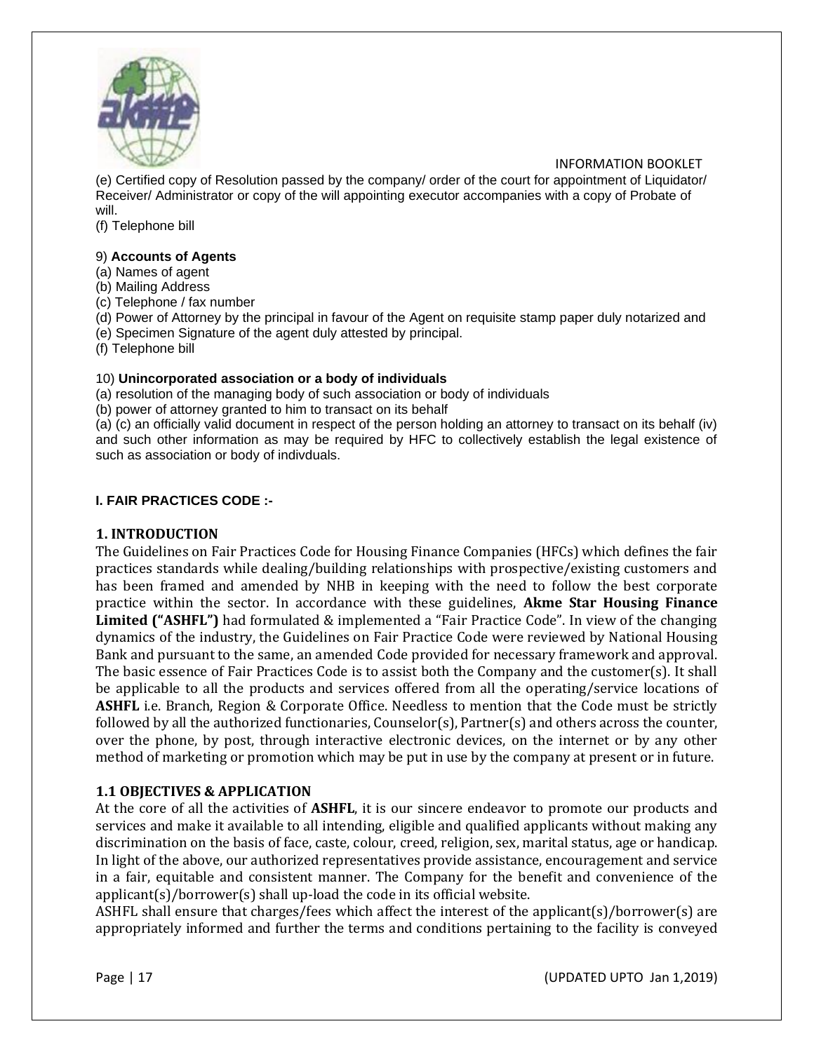(e) Certified copy of Resolution passed by the company/ order of the court for appointment of Liquidator/ Receiver/ Administrator or copy of the will appointing executor accompanies with a copy of Probate of will.
(f) Telephone bill

9) **Accounts of Agents**
(a) Names of agent
(b) Mailing Address
(c) Telephone / fax number
(d) Power of Attorney by the principal in favour of the Agent on requisite stamp paper duly notarized and
(e) Specimen Signature of the agent duly attested by principal.
(f) Telephone bill

10) **Unincorporated association or a body of individuals**
(a) resolution of the managing body of such association or body of individuals
(b) power of attorney granted to him to transact on its behalf
(a) (c) an officially valid document in respect of the person holding an attorney to transact on its behalf (iv) and such other information as may be required by HFC to collectively establish the legal existence of such as association or body of indivduals.

## I. FAIR PRACTICES CODE :-

### 1. INTRODUCTION

The Guidelines on Fair Practices Code for Housing Finance Companies (HFCs) which defines the fair practices standards while dealing/building relationships with prospective/existing customers and has been framed and amended by NHB in keeping with the need to follow the best corporate practice within the sector. In accordance with these guidelines, **Akme Star Housing Finance Limited ("ASHFL")** had formulated & implemented a "Fair Practice Code". In view of the changing dynamics of the industry, the Guidelines on Fair Practice Code were reviewed by National Housing Bank and pursuant to the same, an amended Code provided for necessary framework and approval. The basic essence of Fair Practices Code is to assist both the Company and the customer(s). It shall be applicable to all the products and services offered from all the operating/service locations of **ASHFL** i.e. Branch, Region & Corporate Office. Needless to mention that the Code must be strictly followed by all the authorized functionaries, Counselor(s), Partner(s) and others across the counter, over the phone, by post, through interactive electronic devices, on the internet or by any other method of marketing or promotion which may be put in use by the company at present or in future.

### 1.1 OBJECTIVES & APPLICATION

At the core of all the activities of **ASHFL**, it is our sincere endeavor to promote our products and services and make it available to all intending, eligible and qualified applicants without making any discrimination on the basis of face, caste, colour, creed, religion, sex, marital status, age or handicap. In light of the above, our authorized representatives provide assistance, encouragement and service in a fair, equitable and consistent manner. The Company for the benefit and convenience of the applicant(s)/borrower(s) shall up-load the code in its official website.

ASHFL shall ensure that charges/fees which affect the interest of the applicant(s)/borrower(s) are appropriately informed and further the terms and conditions pertaining to the facility is conveyed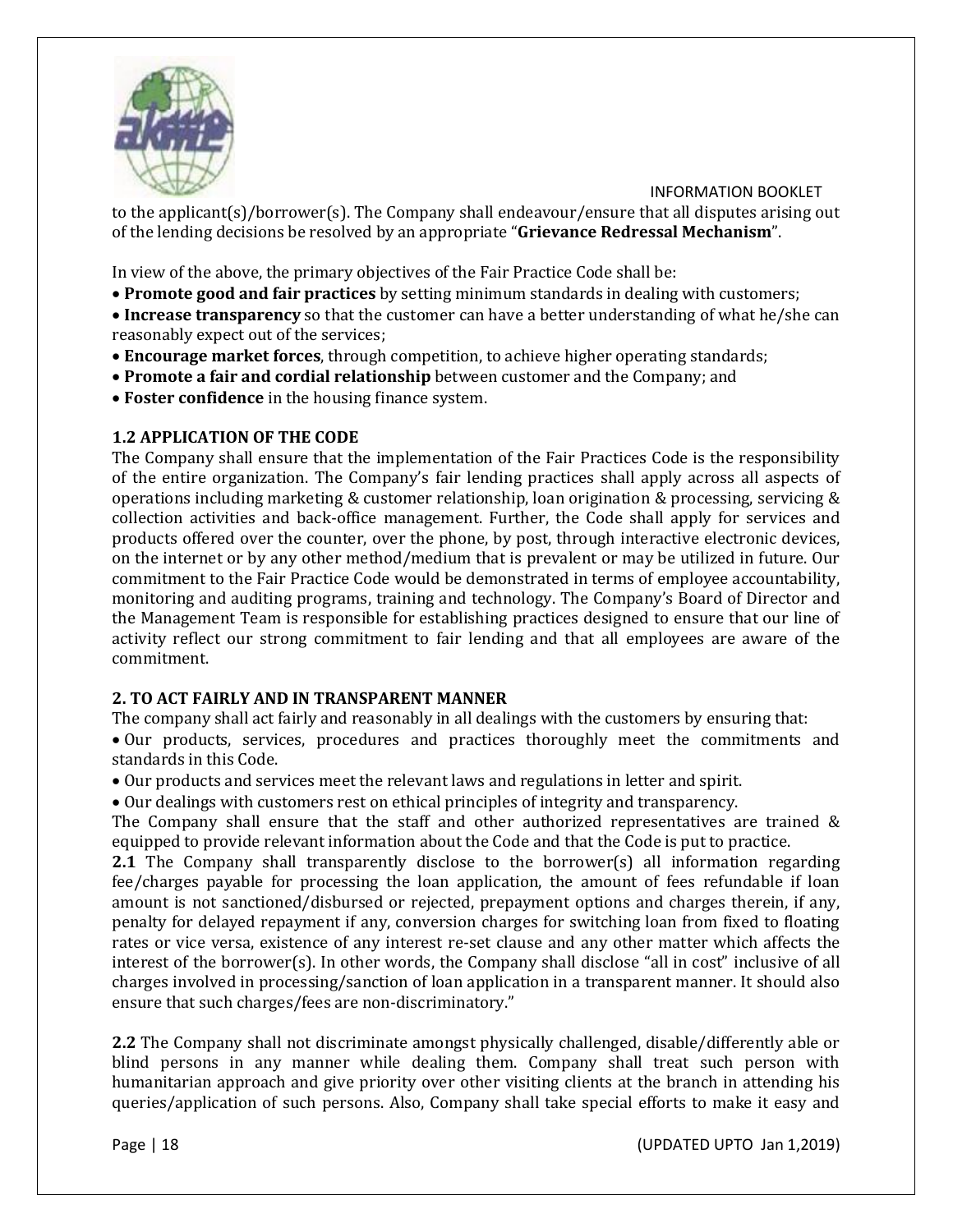to the applicant(s)/borrower(s). The Company shall endeavour/ensure that all disputes arising out of the lending decisions be resolved by an appropriate "**Grievance Redressal Mechanism**".

In view of the above, the primary objectives of the Fair Practice Code shall be:

- **Promote good and fair practices** by setting minimum standards in dealing with customers;
- **Increase transparency** so that the customer can have a better understanding of what he/she can reasonably expect out of the services;
- **Encourage market forces**, through competition, to achieve higher operating standards;
- **Promote a fair and cordial relationship** between customer and the Company; and
- **Foster confidence** in the housing finance system.

### 1.2 APPLICATION OF THE CODE

The Company shall ensure that the implementation of the Fair Practices Code is the responsibility of the entire organization. The Company's fair lending practices shall apply across all aspects of operations including marketing & customer relationship, loan origination & processing, servicing & collection activities and back-office management. Further, the Code shall apply for services and products offered over the counter, over the phone, by post, through interactive electronic devices, on the internet or by any other method/medium that is prevalent or may be utilized in future. Our commitment to the Fair Practice Code would be demonstrated in terms of employee accountability, monitoring and auditing programs, training and technology. The Company's Board of Director and the Management Team is responsible for establishing practices designed to ensure that our line of activity reflect our strong commitment to fair lending and that all employees are aware of the commitment.

### 2. TO ACT FAIRLY AND IN TRANSPARENT MANNER

The company shall act fairly and reasonably in all dealings with the customers by ensuring that:

- Our products, services, procedures and practices thoroughly meet the commitments and standards in this Code.
- Our products and services meet the relevant laws and regulations in letter and spirit.
- Our dealings with customers rest on ethical principles of integrity and transparency.

The Company shall ensure that the staff and other authorized representatives are trained & equipped to provide relevant information about the Code and that the Code is put to practice.

**2.1** The Company shall transparently disclose to the borrower(s) all information regarding fee/charges payable for processing the loan application, the amount of fees refundable if loan amount is not sanctioned/disbursed or rejected, prepayment options and charges therein, if any, penalty for delayed repayment if any, conversion charges for switching loan from fixed to floating rates or vice versa, existence of any interest re-set clause and any other matter which affects the interest of the borrower(s). In other words, the Company shall disclose "all in cost" inclusive of all charges involved in processing/sanction of loan application in a transparent manner. It should also ensure that such charges/fees are non-discriminatory."

**2.2** The Company shall not discriminate amongst physically challenged, disable/differently able or blind persons in any manner while dealing them. Company shall treat such person with humanitarian approach and give priority over other visiting clients at the branch in attending his queries/application of such persons. Also, Company shall take special efforts to make it easy and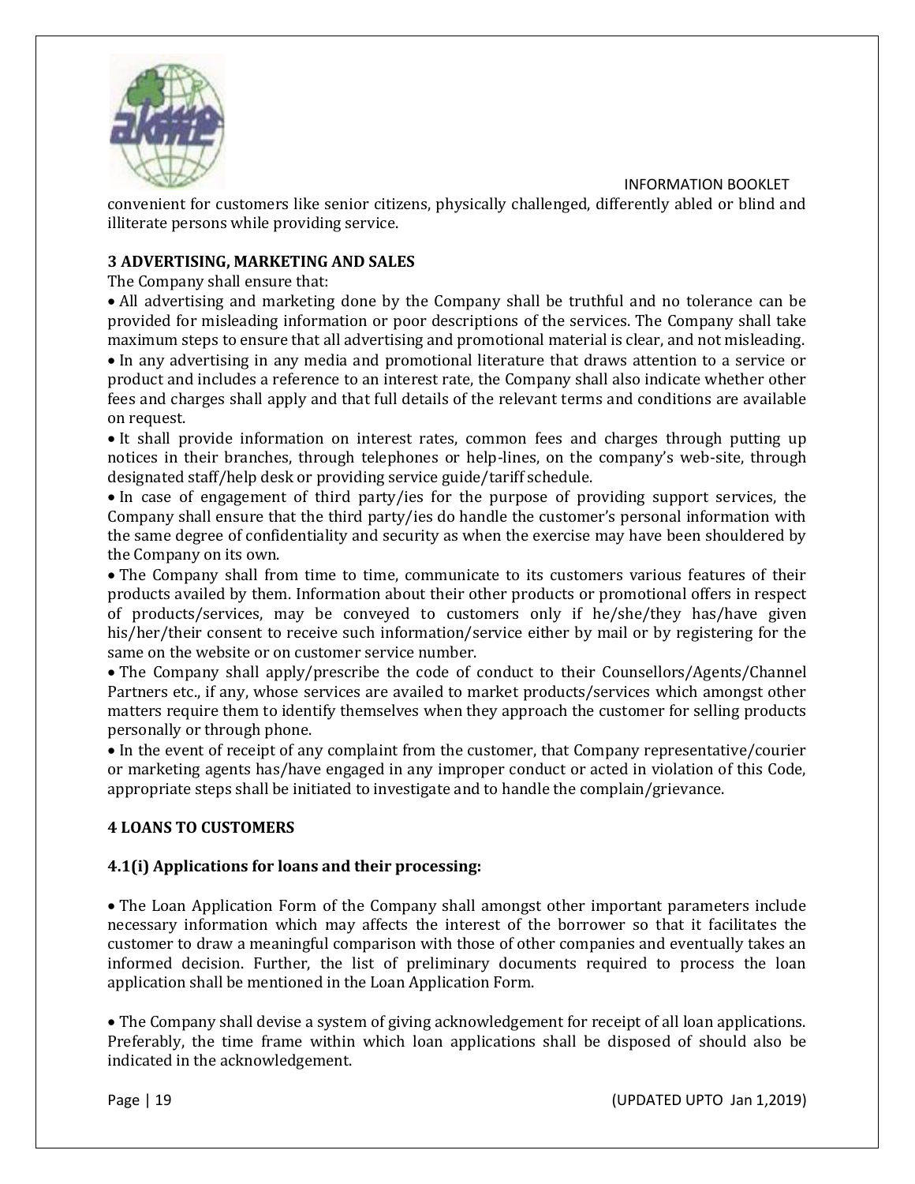convenient for customers like senior citizens, physically challenged, differently abled or blind and illiterate persons while providing service.

## 3 ADVERTISING, MARKETING AND SALES

The Company shall ensure that:

- All advertising and marketing done by the Company shall be truthful and no tolerance can be provided for misleading information or poor descriptions of the services. The Company shall take maximum steps to ensure that all advertising and promotional material is clear, and not misleading.
- In any advertising in any media and promotional literature that draws attention to a service or product and includes a reference to an interest rate, the Company shall also indicate whether other fees and charges shall apply and that full details of the relevant terms and conditions are available on request.
- It shall provide information on interest rates, common fees and charges through putting up notices in their branches, through telephones or help-lines, on the company's web-site, through designated staff/help desk or providing service guide/tariff schedule.
- In case of engagement of third party/ies for the purpose of providing support services, the Company shall ensure that the third party/ies do handle the customer's personal information with the same degree of confidentiality and security as when the exercise may have been shouldered by the Company on its own.
- The Company shall from time to time, communicate to its customers various features of their products availed by them. Information about their other products or promotional offers in respect of products/services, may be conveyed to customers only if he/she/they has/have given his/her/their consent to receive such information/service either by mail or by registering for the same on the website or on customer service number.
- The Company shall apply/prescribe the code of conduct to their Counsellors/Agents/Channel Partners etc., if any, whose services are availed to market products/services which amongst other matters require them to identify themselves when they approach the customer for selling products personally or through phone.
- In the event of receipt of any complaint from the customer, that Company representative/courier or marketing agents has/have engaged in any improper conduct or acted in violation of this Code, appropriate steps shall be initiated to investigate and to handle the complain/grievance.

## 4 LOANS TO CUSTOMERS

### 4.1(i) Applications for loans and their processing:

- The Loan Application Form of the Company shall amongst other important parameters include necessary information which may affects the interest of the borrower so that it facilitates the customer to draw a meaningful comparison with those of other companies and eventually takes an informed decision. Further, the list of preliminary documents required to process the loan application shall be mentioned in the Loan Application Form.

- The Company shall devise a system of giving acknowledgement for receipt of all loan applications. Preferably, the time frame within which loan applications shall be disposed of should also be indicated in the acknowledgement.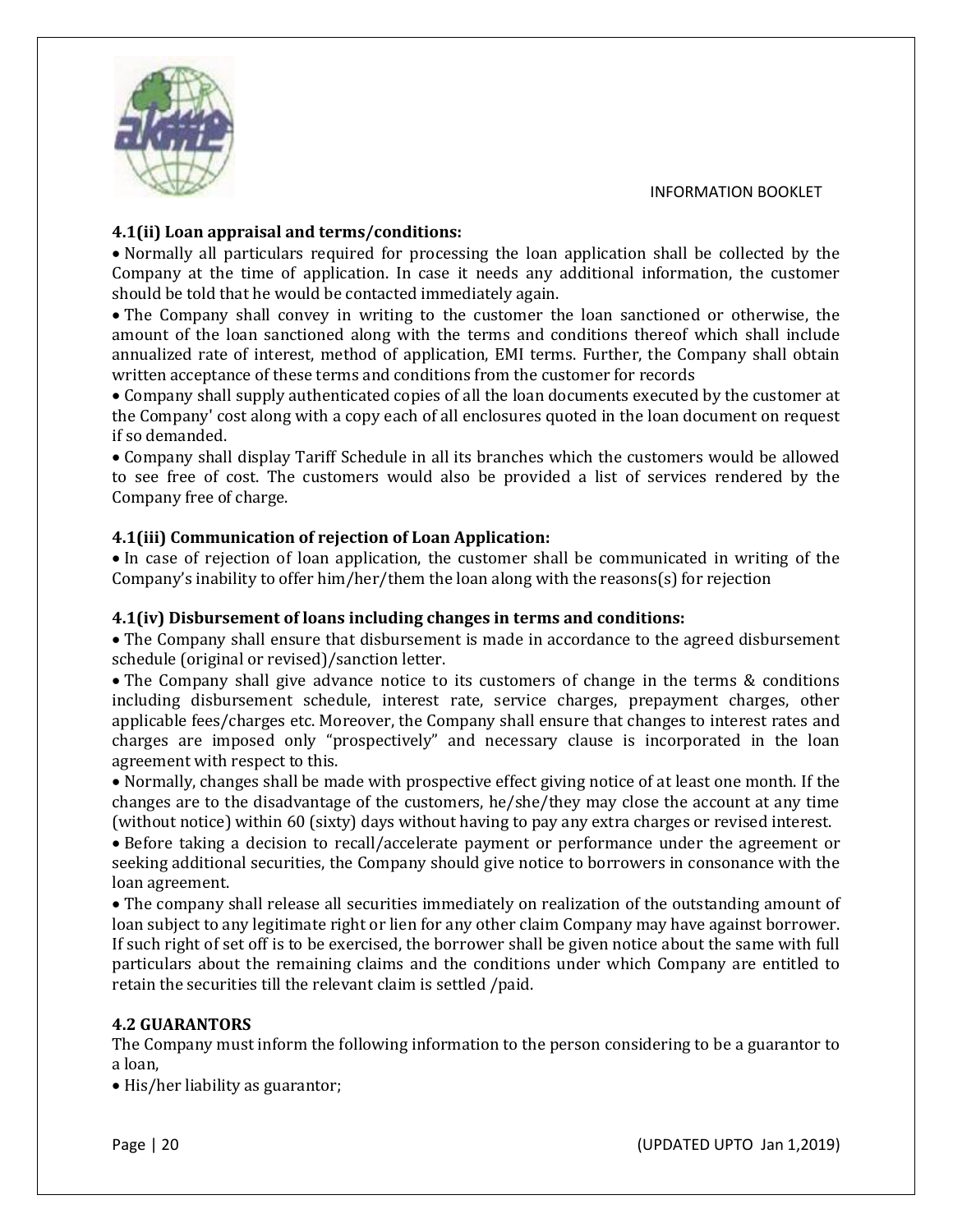**4.1(ii) Loan appraisal and terms/conditions:**

- Normally all particulars required for processing the loan application shall be collected by the Company at the time of application. In case it needs any additional information, the customer should be told that he would be contacted immediately again.
- The Company shall convey in writing to the customer the loan sanctioned or otherwise, the amount of the loan sanctioned along with the terms and conditions thereof which shall include annualized rate of interest, method of application, EMI terms. Further, the Company shall obtain written acceptance of these terms and conditions from the customer for records
- Company shall supply authenticated copies of all the loan documents executed by the customer at the Company' cost along with a copy each of all enclosures quoted in the loan document on request if so demanded.
- Company shall display Tariff Schedule in all its branches which the customers would be allowed to see free of cost. The customers would also be provided a list of services rendered by the Company free of charge.

**4.1(iii) Communication of rejection of Loan Application:**

- In case of rejection of loan application, the customer shall be communicated in writing of the Company's inability to offer him/her/them the loan along with the reasons(s) for rejection

**4.1(iv) Disbursement of loans including changes in terms and conditions:**

- The Company shall ensure that disbursement is made in accordance to the agreed disbursement schedule (original or revised)/sanction letter.
- The Company shall give advance notice to its customers of change in the terms & conditions including disbursement schedule, interest rate, service charges, prepayment charges, other applicable fees/charges etc. Moreover, the Company shall ensure that changes to interest rates and charges are imposed only "prospectively" and necessary clause is incorporated in the loan agreement with respect to this.
- Normally, changes shall be made with prospective effect giving notice of at least one month. If the changes are to the disadvantage of the customers, he/she/they may close the account at any time (without notice) within 60 (sixty) days without having to pay any extra charges or revised interest.
- Before taking a decision to recall/accelerate payment or performance under the agreement or seeking additional securities, the Company should give notice to borrowers in consonance with the loan agreement.
- The company shall release all securities immediately on realization of the outstanding amount of loan subject to any legitimate right or lien for any other claim Company may have against borrower. If such right of set off is to be exercised, the borrower shall be given notice about the same with full particulars about the remaining claims and the conditions under which Company are entitled to retain the securities till the relevant claim is settled /paid.

**4.2 GUARANTORS**

The Company must inform the following information to the person considering to be a guarantor to a loan,

- His/her liability as guarantor;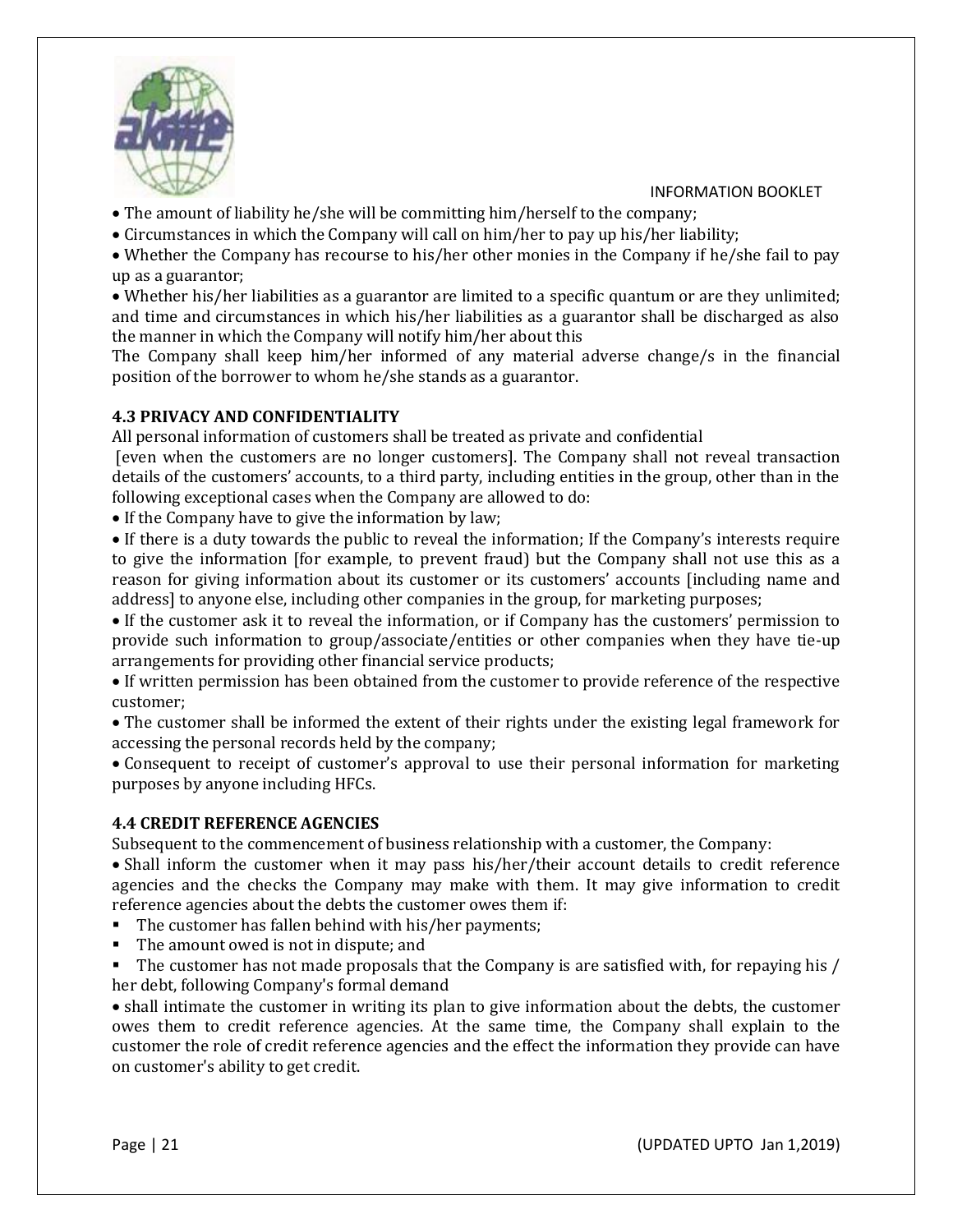- The amount of liability he/she will be committing him/herself to the company;
- Circumstances in which the Company will call on him/her to pay up his/her liability;
- Whether the Company has recourse to his/her other monies in the Company if he/she fail to pay up as a guarantor;
- Whether his/her liabilities as a guarantor are limited to a specific quantum or are they unlimited; and time and circumstances in which his/her liabilities as a guarantor shall be discharged as also the manner in which the Company will notify him/her about this

The Company shall keep him/her informed of any material adverse change/s in the financial position of the borrower to whom he/she stands as a guarantor.

### 4.3 PRIVACY AND CONFIDENTIALITY

All personal information of customers shall be treated as private and confidential
[even when the customers are no longer customers]. The Company shall not reveal transaction details of the customers' accounts, to a third party, including entities in the group, other than in the following exceptional cases when the Company are allowed to do:

- If the Company have to give the information by law;
- If there is a duty towards the public to reveal the information; If the Company's interests require to give the information [for example, to prevent fraud) but the Company shall not use this as a reason for giving information about its customer or its customers' accounts [including name and address] to anyone else, including other companies in the group, for marketing purposes;
- If the customer ask it to reveal the information, or if Company has the customers' permission to provide such information to group/associate/entities or other companies when they have tie-up arrangements for providing other financial service products;
- If written permission has been obtained from the customer to provide reference of the respective customer;
- The customer shall be informed the extent of their rights under the existing legal framework for accessing the personal records held by the company;
- Consequent to receipt of customer's approval to use their personal information for marketing purposes by anyone including HFCs.

### 4.4 CREDIT REFERENCE AGENCIES

Subsequent to the commencement of business relationship with a customer, the Company:

- Shall inform the customer when it may pass his/her/their account details to credit reference agencies and the checks the Company may make with them. It may give information to credit reference agencies about the debts the customer owes them if:
  - The customer has fallen behind with his/her payments;
  - The amount owed is not in dispute; and
  - The customer has not made proposals that the Company is are satisfied with, for repaying his / her debt, following Company's formal demand
- shall intimate the customer in writing its plan to give information about the debts, the customer owes them to credit reference agencies. At the same time, the Company shall explain to the customer the role of credit reference agencies and the effect the information they provide can have on customer's ability to get credit.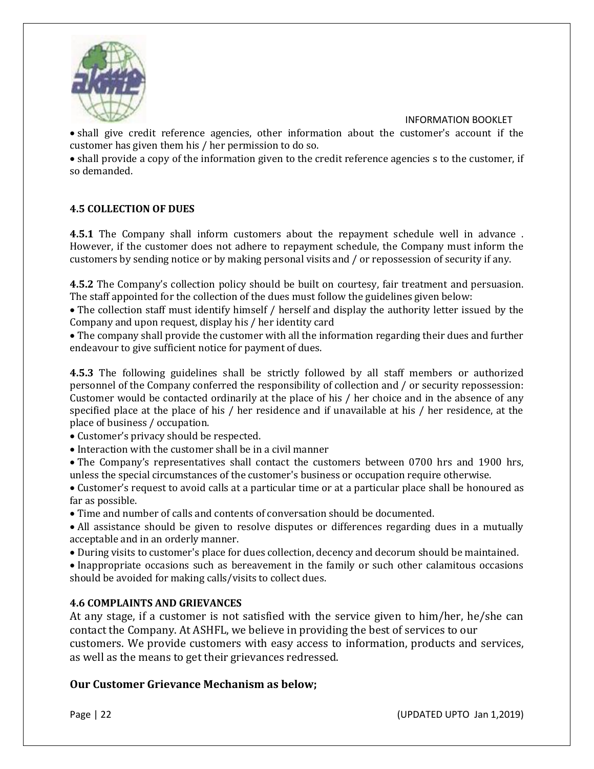- shall give credit reference agencies, other information about the customer's account if the customer has given them his / her permission to do so.
- shall provide a copy of the information given to the credit reference agencies s to the customer, if so demanded.

### 4.5 COLLECTION OF DUES

**4.5.1** The Company shall inform customers about the repayment schedule well in advance . However, if the customer does not adhere to repayment schedule, the Company must inform the customers by sending notice or by making personal visits and / or repossession of security if any.

**4.5.2** The Company's collection policy should be built on courtesy, fair treatment and persuasion. The staff appointed for the collection of the dues must follow the guidelines given below:

- The collection staff must identify himself / herself and display the authority letter issued by the Company and upon request, display his / her identity card
- The company shall provide the customer with all the information regarding their dues and further endeavour to give sufficient notice for payment of dues.

**4.5.3** The following guidelines shall be strictly followed by all staff members or authorized personnel of the Company conferred the responsibility of collection and / or security repossession: Customer would be contacted ordinarily at the place of his / her choice and in the absence of any specified place at the place of his / her residence and if unavailable at his / her residence, at the place of business / occupation.

- Customer's privacy should be respected.
- Interaction with the customer shall be in a civil manner
- The Company's representatives shall contact the customers between 0700 hrs and 1900 hrs, unless the special circumstances of the customer's business or occupation require otherwise.
- Customer's request to avoid calls at a particular time or at a particular place shall be honoured as far as possible.
- Time and number of calls and contents of conversation should be documented.
- All assistance should be given to resolve disputes or differences regarding dues in a mutually acceptable and in an orderly manner.
- During visits to customer's place for dues collection, decency and decorum should be maintained.
- Inappropriate occasions such as bereavement in the family or such other calamitous occasions should be avoided for making calls/visits to collect dues.

### 4.6 COMPLAINTS AND GRIEVANCES

At any stage, if a customer is not satisfied with the service given to him/her, he/she can contact the Company. At ASHFL, we believe in providing the best of services to our customers. We provide customers with easy access to information, products and services, as well as the means to get their grievances redressed.

**Our Customer Grievance Mechanism as below;**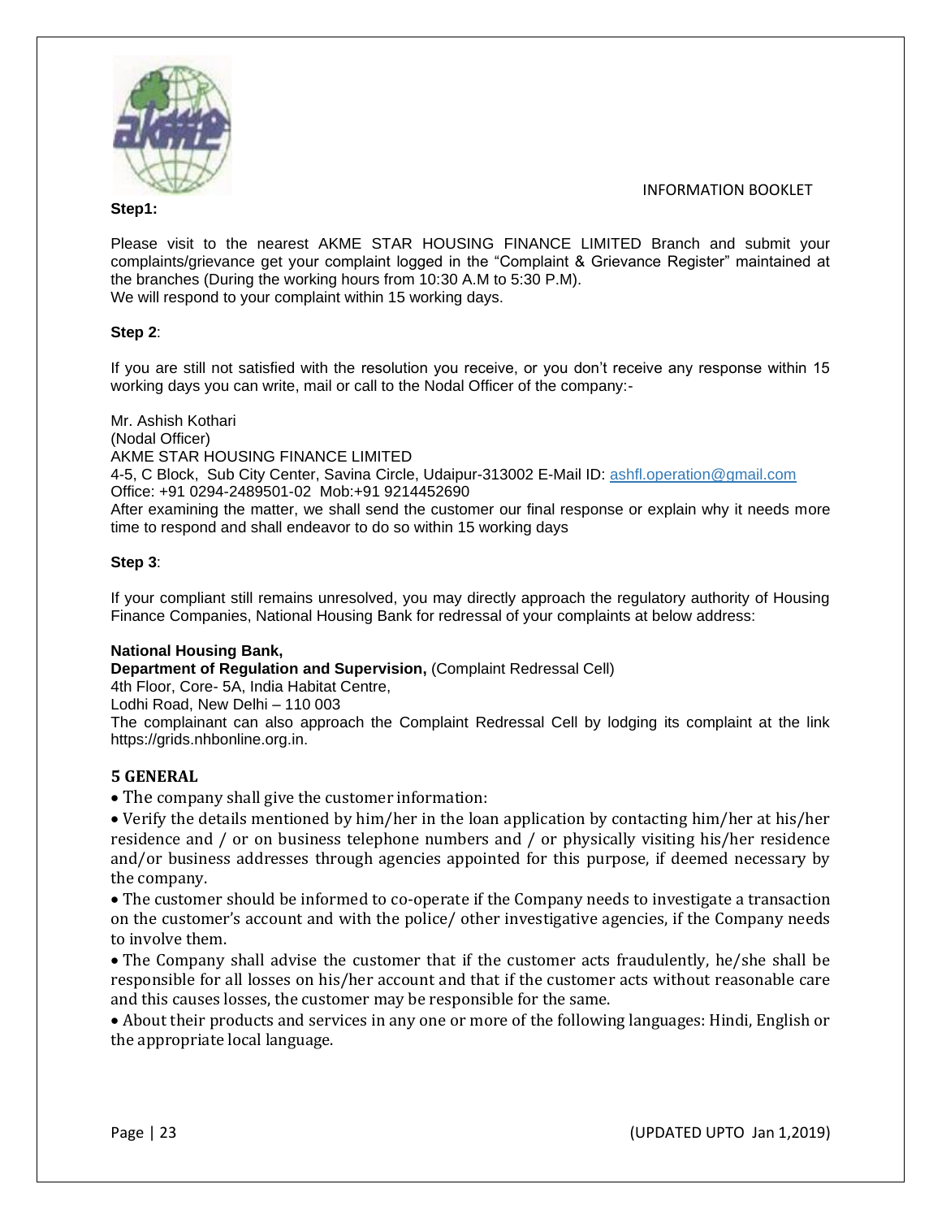**Step1:**

Please visit to the nearest AKME STAR HOUSING FINANCE LIMITED Branch and submit your complaints/grievance get your complaint logged in the "Complaint & Grievance Register" maintained at the branches (During the working hours from 10:30 A.M to 5:30 P.M).
We will respond to your complaint within 15 working days.

**Step 2**:

If you are still not satisfied with the resolution you receive, or you don't receive any response within 15 working days you can write, mail or call to the Nodal Officer of the company:-

Mr. Ashish Kothari
(Nodal Officer)
AKME STAR HOUSING FINANCE LIMITED
4-5, C Block, Sub City Center, Savina Circle, Udaipur-313002 E-Mail ID: ashfl.operation@gmail.com
Office: +91 0294-2489501-02 Mob:+91 9214452690
After examining the matter, we shall send the customer our final response or explain why it needs more time to respond and shall endeavor to do so within 15 working days

**Step 3**:

If your compliant still remains unresolved, you may directly approach the regulatory authority of Housing Finance Companies, National Housing Bank for redressal of your complaints at below address:

**National Housing Bank,**
**Department of Regulation and Supervision,** (Complaint Redressal Cell)
4th Floor, Core- 5A, India Habitat Centre,
Lodhi Road, New Delhi – 110 003
The complainant can also approach the Complaint Redressal Cell by lodging its complaint at the link https://grids.nhbonline.org.in.

## 5 GENERAL

- The company shall give the customer information:
- Verify the details mentioned by him/her in the loan application by contacting him/her at his/her residence and / or on business telephone numbers and / or physically visiting his/her residence and/or business addresses through agencies appointed for this purpose, if deemed necessary by the company.
- The customer should be informed to co-operate if the Company needs to investigate a transaction on the customer's account and with the police/ other investigative agencies, if the Company needs to involve them.
- The Company shall advise the customer that if the customer acts fraudulently, he/she shall be responsible for all losses on his/her account and that if the customer acts without reasonable care and this causes losses, the customer may be responsible for the same.
- About their products and services in any one or more of the following languages: Hindi, English or the appropriate local language.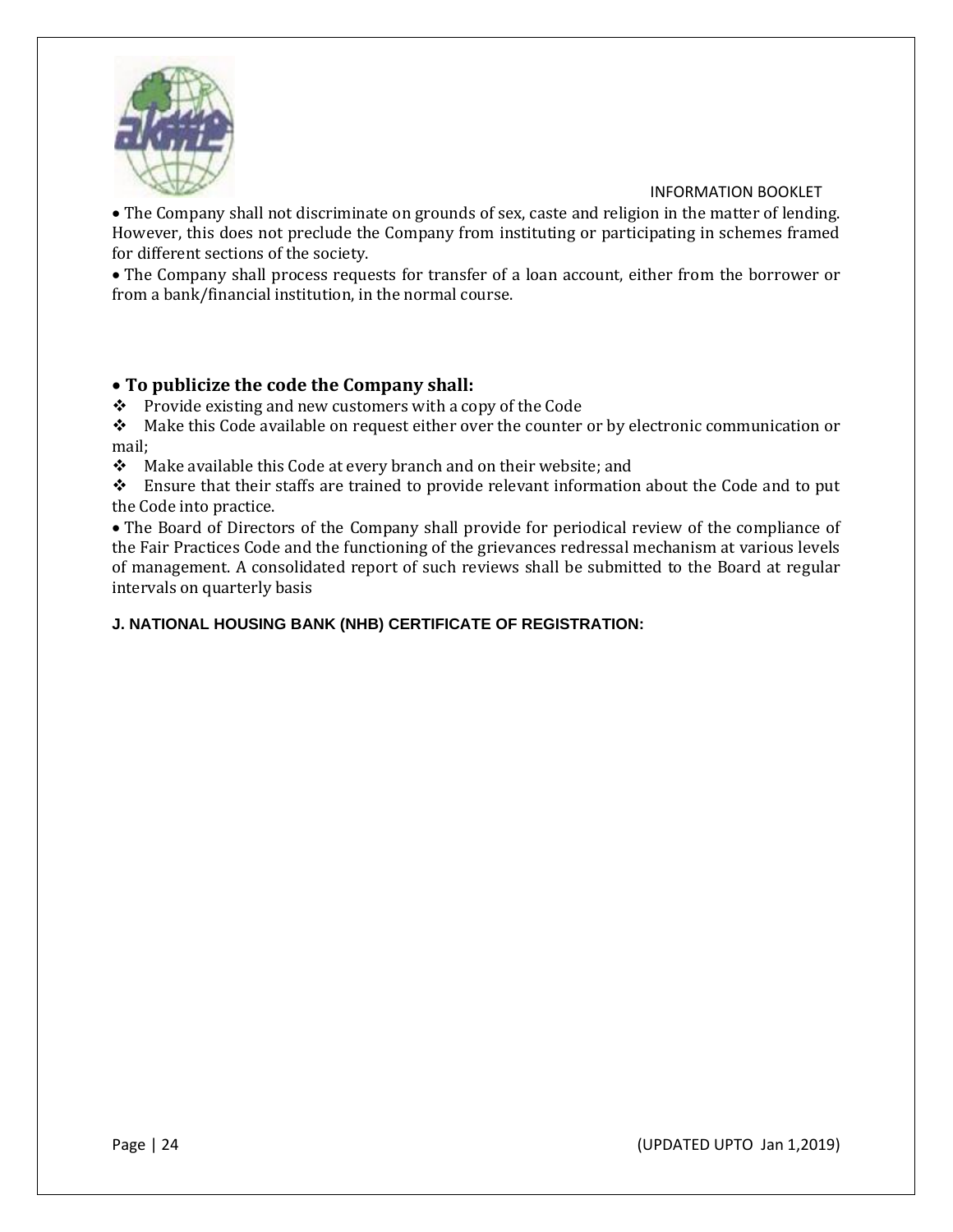- The Company shall not discriminate on grounds of sex, caste and religion in the matter of lending. However, this does not preclude the Company from instituting or participating in schemes framed for different sections of the society.
- The Company shall process requests for transfer of a loan account, either from the borrower or from a bank/financial institution, in the normal course.

- **To publicize the code the Company shall:**

❖ Provide existing and new customers with a copy of the Code

❖ Make this Code available on request either over the counter or by electronic communication or mail;

❖ Make available this Code at every branch and on their website; and

❖ Ensure that their staffs are trained to provide relevant information about the Code and to put the Code into practice.

- The Board of Directors of the Company shall provide for periodical review of the compliance of the Fair Practices Code and the functioning of the grievances redressal mechanism at various levels of management. A consolidated report of such reviews shall be submitted to the Board at regular intervals on quarterly basis

**J. NATIONAL HOUSING BANK (NHB) CERTIFICATE OF REGISTRATION:**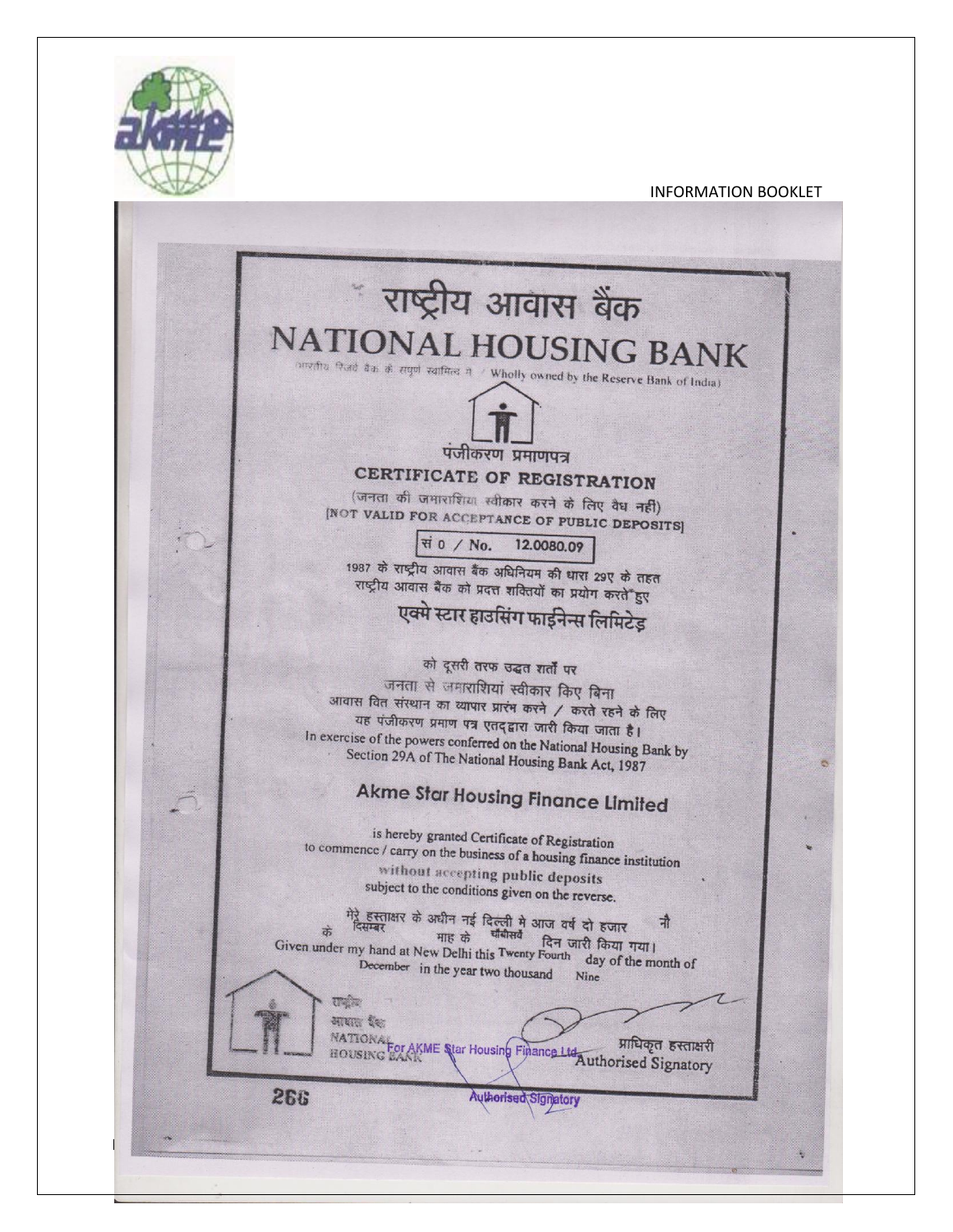# राष्ट्रीय आवास बैंक

# NATIONAL HOUSING BANK

(भारतीय रिज़र्व बैंक के संपूर्ण स्वामित्व में / Wholly owned by the Reserve Bank of India)

## पंजीकरण प्रमाणपत्र

## CERTIFICATE OF REGISTRATION

(जनता की जमाराशियां स्वीकार करने के लिए वैध नहीं)
[NOT VALID FOR ACCEPTANCE OF PUBLIC DEPOSITS]

सं० / No. 12.0080.09

1987 के राष्ट्रीय आवास बैंक अधिनियम की धारा 29ए के तहत राष्ट्रीय आवास बैंक को प्रदत्त शक्तियों का प्रयोग करते हुए

**एक्मे स्टार हाउसिंग फाइनेन्स लिमिटेड**

को दूसरी तरफ उद्धत शर्तों पर जनता से जमाराशियां स्वीकार किए बिना आवास वित्त संस्थान का व्यापार प्रारंभ करने / करते रहने के लिए यह पंजीकरण प्रमाण पत्र एतद्द्वारा जारी किया जाता है।

In exercise of the powers conferred on the National Housing Bank by Section 29A of The National Housing Bank Act, 1987

**Akme Star Housing Finance Limited**

is hereby granted Certificate of Registration to commence / carry on the business of a housing finance institution without accepting public deposits subject to the conditions given on the reverse.

मेरे हस्ताक्षर के अधीन नई दिल्ली में आज वर्ष दो हजार नौ के दिसम्बर माह के चौबीसवें दिन जारी किया गया।

Given under my hand at New Delhi this Twenty Fourth day of the month of December in the year two thousand Nine

राष्ट्रीय आवास बैंक
NATIONAL HOUSING BANK

For AKME Star Housing Finance Ltd.

प्राधिकृत हस्ताक्षरी
Authorised Signatory

Authorised Signatory